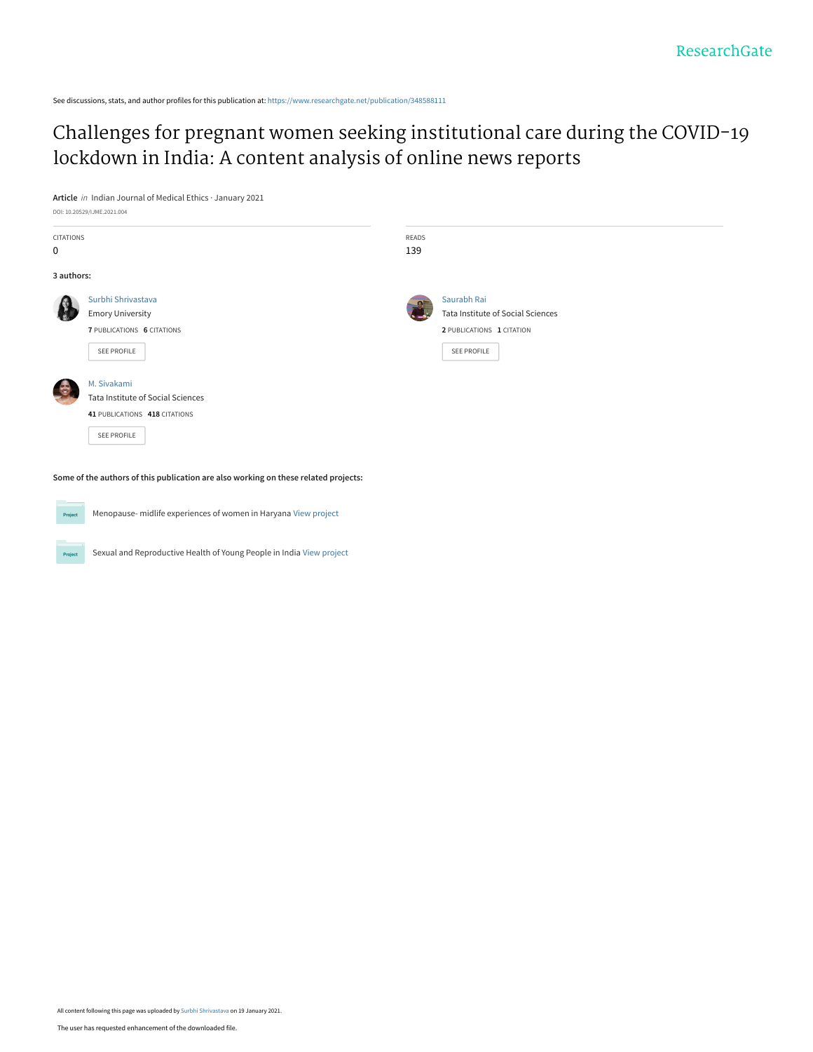See discussions, stats, and author profiles for this publication at: https://www.researchgate.net/publication/348588111

# Challenges for pregnant women seeking institutional care during the COVID-19 lockdown in India: A content analysis of online news reports

**Article** *in* Indian Journal of Medical Ethics · January 2021

DOI: 10.20529/IJME.2021.004

| CITATIONS | READS |
|---|---|
| 0 | 139 |

**3 authors:**

**Surbhi Shrivastava**
Emory University
7 PUBLICATIONS 6 CITATIONS
SEE PROFILE

**Saurabh Rai**
Tata Institute of Social Sciences
2 PUBLICATIONS 1 CITATION
SEE PROFILE

**M. Sivakami**
Tata Institute of Social Sciences
41 PUBLICATIONS 418 CITATIONS
SEE PROFILE

**Some of the authors of this publication are also working on these related projects:**

- Menopause- midlife experiences of women in Haryana View project
- Sexual and Reproductive Health of Young People in India View project

All content following this page was uploaded by Surbhi Shrivastava on 19 January 2021.

The user has requested enhancement of the downloaded file.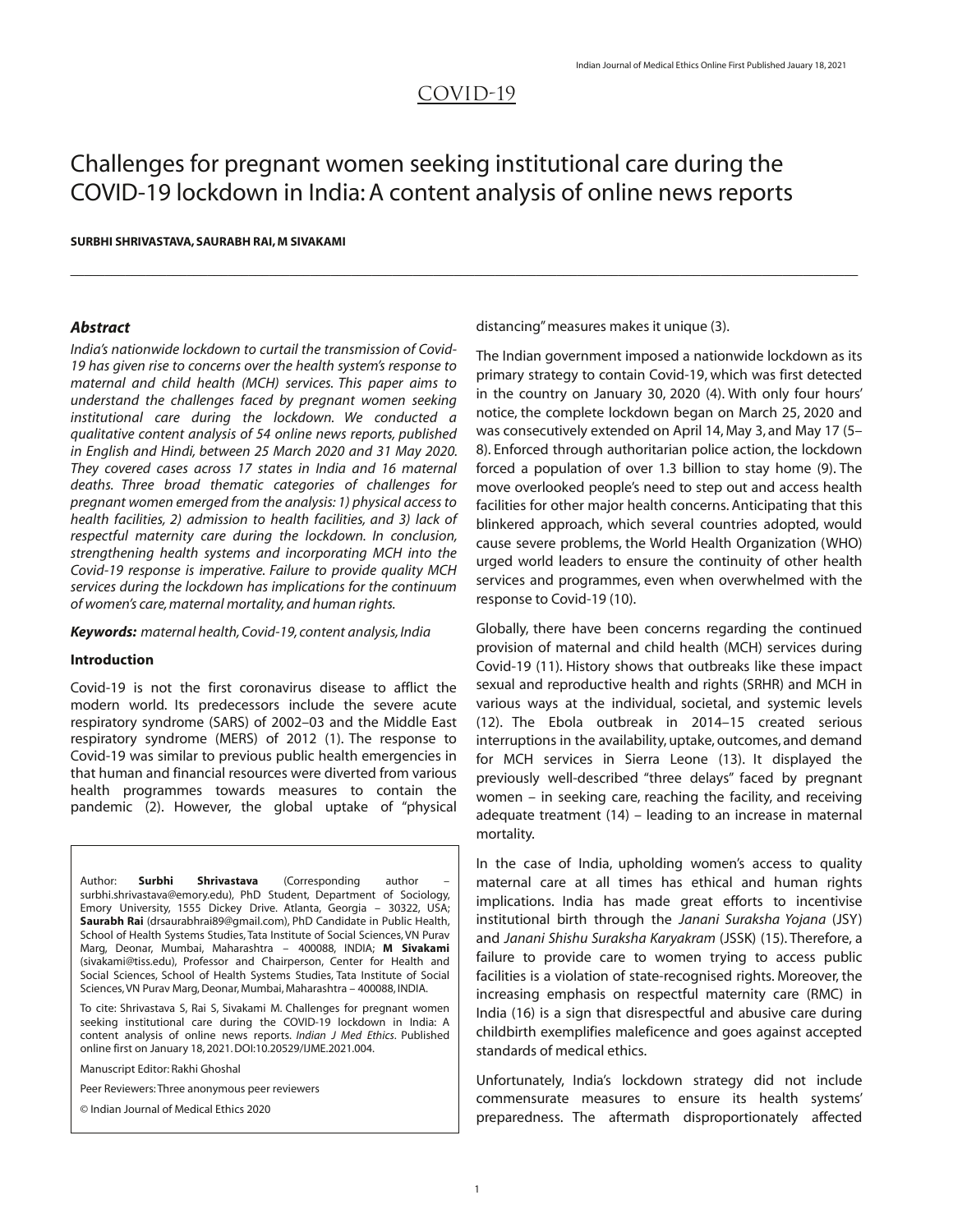# Challenges for pregnant women seeking institutional care during the COVID-19 lockdown in India: A content analysis of online news reports

**SURBHI SHRIVASTAVA, SAURABH RAI, M SIVAKAMI**

### *Abstract*

*India's nationwide lockdown to curtail the transmission of Covid-19 has given rise to concerns over the health system's response to maternal and child health (MCH) services. This paper aims to understand the challenges faced by pregnant women seeking institutional care during the lockdown. We conducted a qualitative content analysis of 54 online news reports, published in English and Hindi, between 25 March 2020 and 31 May 2020. They covered cases across 17 states in India and 16 maternal deaths. Three broad thematic categories of challenges for pregnant women emerged from the analysis: 1) physical access to health facilities, 2) admission to health facilities, and 3) lack of respectful maternity care during the lockdown. In conclusion, strengthening health systems and incorporating MCH into the Covid-19 response is imperative. Failure to provide quality MCH services during the lockdown has implications for the continuum of women's care, maternal mortality, and human rights.*

***Keywords:*** *maternal health, Covid-19, content analysis, India*

### Introduction

Covid-19 is not the first coronavirus disease to afflict the modern world. Its predecessors include the severe acute respiratory syndrome (SARS) of 2002–03 and the Middle East respiratory syndrome (MERS) of 2012 (1). The response to Covid-19 was similar to previous public health emergencies in that human and financial resources were diverted from various health programmes towards measures to contain the pandemic (2). However, the global uptake of "physical distancing" measures makes it unique (3).

The Indian government imposed a nationwide lockdown as its primary strategy to contain Covid-19, which was first detected in the country on January 30, 2020 (4). With only four hours' notice, the complete lockdown began on March 25, 2020 and was consecutively extended on April 14, May 3, and May 17 (5–8). Enforced through authoritarian police action, the lockdown forced a population of over 1.3 billion to stay home (9). The move overlooked people's need to step out and access health facilities for other major health concerns. Anticipating that this blinkered approach, which several countries adopted, would cause severe problems, the World Health Organization (WHO) urged world leaders to ensure the continuity of other health services and programmes, even when overwhelmed with the response to Covid-19 (10).

Globally, there have been concerns regarding the continued provision of maternal and child health (MCH) services during Covid-19 (11). History shows that outbreaks like these impact sexual and reproductive health and rights (SRHR) and MCH in various ways at the individual, societal, and systemic levels (12). The Ebola outbreak in 2014–15 created serious interruptions in the availability, uptake, outcomes, and demand for MCH services in Sierra Leone (13). It displayed the previously well-described "three delays" faced by pregnant women – in seeking care, reaching the facility, and receiving adequate treatment (14) – leading to an increase in maternal mortality.

In the case of India, upholding women's access to quality maternal care at all times has ethical and human rights implications. India has made great efforts to incentivise institutional birth through the *Janani Suraksha Yojana* (JSY) and *Janani Shishu Suraksha Karyakram* (JSSK) (15). Therefore, a failure to provide care to women trying to access public facilities is a violation of state-recognised rights. Moreover, the increasing emphasis on respectful maternity care (RMC) in India (16) is a sign that disrespectful and abusive care during childbirth exemplifies maleficence and goes against accepted standards of medical ethics.

Unfortunately, India's lockdown strategy did not include commensurate measures to ensure its health systems' preparedness. The aftermath disproportionately affected

---

Author: **Surbhi Shrivastava** (Corresponding author – surbhi.shrivastava@emory.edu), PhD Student, Department of Sociology, Emory University, 1555 Dickey Drive. Atlanta, Georgia – 30322, USA; **Saurabh Rai** (drsaurabhrai89@gmail.com), PhD Candidate in Public Health, School of Health Systems Studies, Tata Institute of Social Sciences, VN Purav Marg, Deonar, Mumbai, Maharashtra – 400088, INDIA; **M Sivakami** (sivakami@tiss.edu), Professor and Chairperson, Center for Health and Social Sciences, School of Health Systems Studies, Tata Institute of Social Sciences, VN Purav Marg, Deonar, Mumbai, Maharashtra – 400088, INDIA.

To cite: Shrivastava S, Rai S, Sivakami M. Challenges for pregnant women seeking institutional care during the COVID-19 lockdown in India: A content analysis of online news reports. *Indian J Med Ethics*. Published online first on January 18, 2021. DOI:10.20529/IJME.2021.004.

Manuscript Editor: Rakhi Ghoshal

Peer Reviewers: Three anonymous peer reviewers

© Indian Journal of Medical Ethics 2020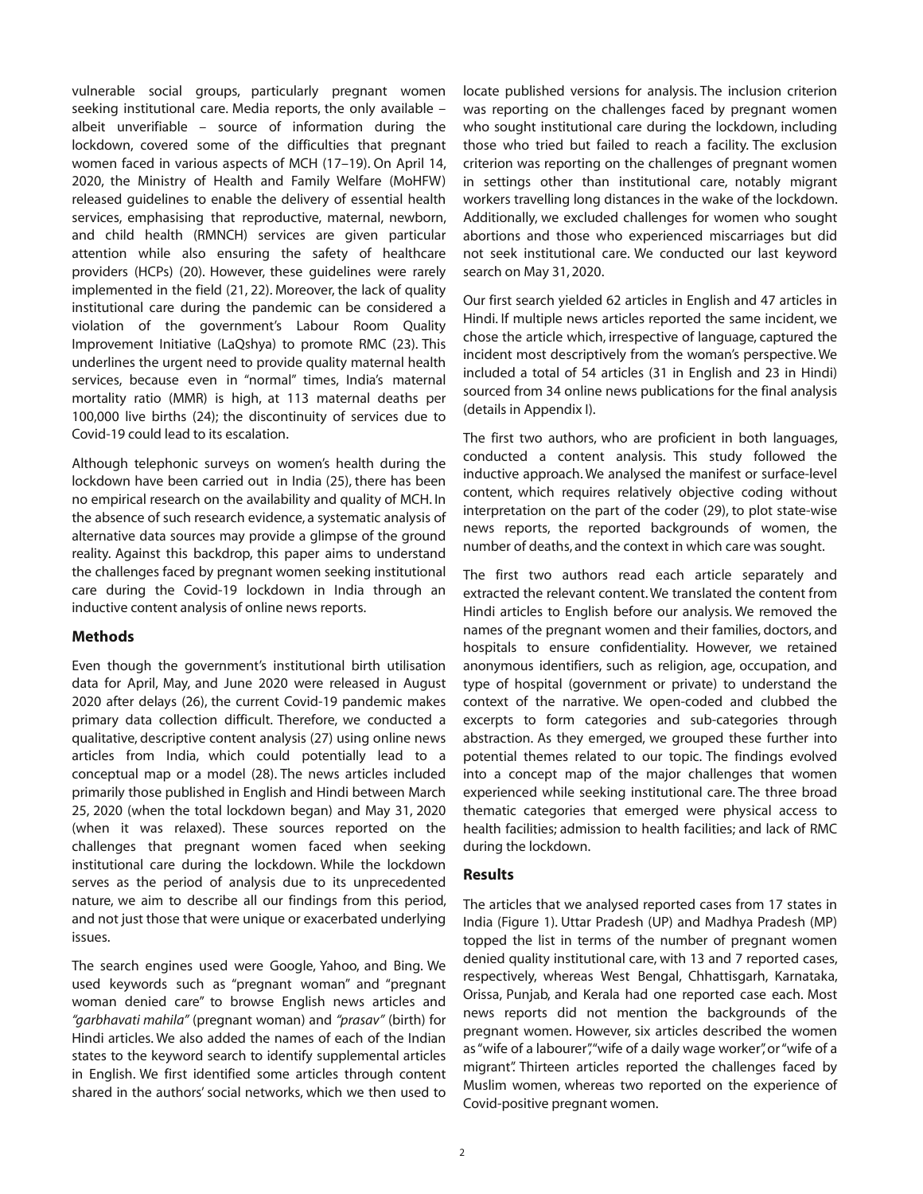vulnerable social groups, particularly pregnant women seeking institutional care. Media reports, the only available – albeit unverifiable – source of information during the lockdown, covered some of the difficulties that pregnant women faced in various aspects of MCH (17–19). On April 14, 2020, the Ministry of Health and Family Welfare (MoHFW) released guidelines to enable the delivery of essential health services, emphasising that reproductive, maternal, newborn, and child health (RMNCH) services are given particular attention while also ensuring the safety of healthcare providers (HCPs) (20). However, these guidelines were rarely implemented in the field (21, 22). Moreover, the lack of quality institutional care during the pandemic can be considered a violation of the government's Labour Room Quality Improvement Initiative (LaQshya) to promote RMC (23). This underlines the urgent need to provide quality maternal health services, because even in "normal" times, India's maternal mortality ratio (MMR) is high, at 113 maternal deaths per 100,000 live births (24); the discontinuity of services due to Covid-19 could lead to its escalation.

Although telephonic surveys on women's health during the lockdown have been carried out in India (25), there has been no empirical research on the availability and quality of MCH. In the absence of such research evidence, a systematic analysis of alternative data sources may provide a glimpse of the ground reality. Against this backdrop, this paper aims to understand the challenges faced by pregnant women seeking institutional care during the Covid-19 lockdown in India through an inductive content analysis of online news reports.

## Methods

Even though the government's institutional birth utilisation data for April, May, and June 2020 were released in August 2020 after delays (26), the current Covid-19 pandemic makes primary data collection difficult. Therefore, we conducted a qualitative, descriptive content analysis (27) using online news articles from India, which could potentially lead to a conceptual map or a model (28). The news articles included primarily those published in English and Hindi between March 25, 2020 (when the total lockdown began) and May 31, 2020 (when it was relaxed). These sources reported on the challenges that pregnant women faced when seeking institutional care during the lockdown. While the lockdown serves as the period of analysis due to its unprecedented nature, we aim to describe all our findings from this period, and not just those that were unique or exacerbated underlying issues.

The search engines used were Google, Yahoo, and Bing. We used keywords such as "pregnant woman" and "pregnant woman denied care" to browse English news articles and *"garbhavati mahila"* (pregnant woman) and *"prasav"* (birth) for Hindi articles. We also added the names of each of the Indian states to the keyword search to identify supplemental articles in English. We first identified some articles through content shared in the authors' social networks, which we then used to locate published versions for analysis. The inclusion criterion was reporting on the challenges faced by pregnant women who sought institutional care during the lockdown, including those who tried but failed to reach a facility. The exclusion criterion was reporting on the challenges of pregnant women in settings other than institutional care, notably migrant workers travelling long distances in the wake of the lockdown. Additionally, we excluded challenges for women who sought abortions and those who experienced miscarriages but did not seek institutional care. We conducted our last keyword search on May 31, 2020.

Our first search yielded 62 articles in English and 47 articles in Hindi. If multiple news articles reported the same incident, we chose the article which, irrespective of language, captured the incident most descriptively from the woman's perspective. We included a total of 54 articles (31 in English and 23 in Hindi) sourced from 34 online news publications for the final analysis (details in Appendix I).

The first two authors, who are proficient in both languages, conducted a content analysis. This study followed the inductive approach. We analysed the manifest or surface-level content, which requires relatively objective coding without interpretation on the part of the coder (29), to plot state-wise news reports, the reported backgrounds of women, the number of deaths, and the context in which care was sought.

The first two authors read each article separately and extracted the relevant content. We translated the content from Hindi articles to English before our analysis. We removed the names of the pregnant women and their families, doctors, and hospitals to ensure confidentiality. However, we retained anonymous identifiers, such as religion, age, occupation, and type of hospital (government or private) to understand the context of the narrative. We open-coded and clubbed the excerpts to form categories and sub-categories through abstraction. As they emerged, we grouped these further into potential themes related to our topic. The findings evolved into a concept map of the major challenges that women experienced while seeking institutional care. The three broad thematic categories that emerged were physical access to health facilities; admission to health facilities; and lack of RMC during the lockdown.

## Results

The articles that we analysed reported cases from 17 states in India (Figure 1). Uttar Pradesh (UP) and Madhya Pradesh (MP) topped the list in terms of the number of pregnant women denied quality institutional care, with 13 and 7 reported cases, respectively, whereas West Bengal, Chhattisgarh, Karnataka, Orissa, Punjab, and Kerala had one reported case each. Most news reports did not mention the backgrounds of the pregnant women. However, six articles described the women as "wife of a labourer", "wife of a daily wage worker", or "wife of a migrant". Thirteen articles reported the challenges faced by Muslim women, whereas two reported on the experience of Covid-positive pregnant women.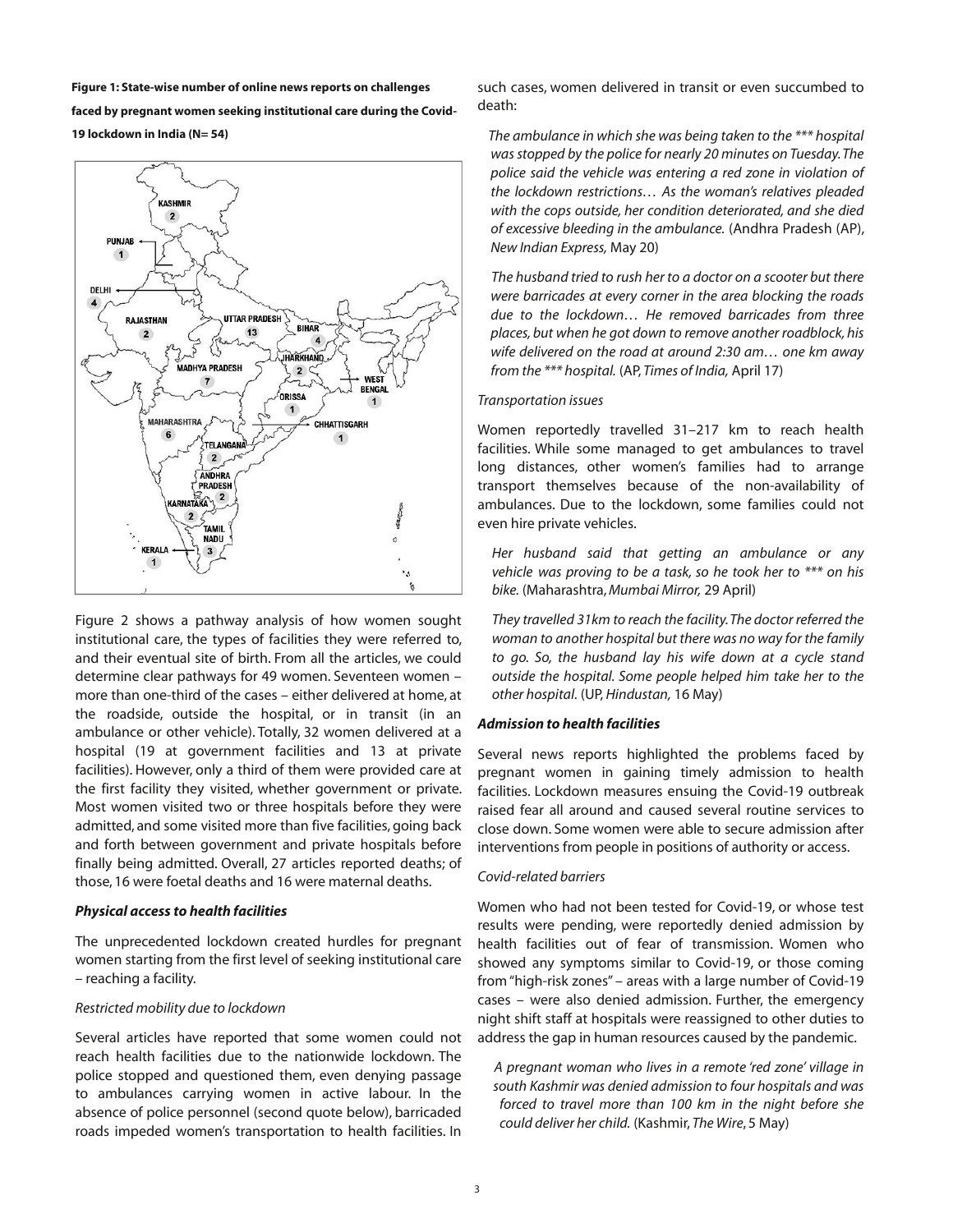**Figure 1: State-wise number of online news reports on challenges faced by pregnant women seeking institutional care during the Covid-19 lockdown in India (N= 54)**

Figure 2 shows a pathway analysis of how women sought institutional care, the types of facilities they were referred to, and their eventual site of birth. From all the articles, we could determine clear pathways for 49 women. Seventeen women – more than one-third of the cases – either delivered at home, at the roadside, outside the hospital, or in transit (in an ambulance or other vehicle). Totally, 32 women delivered at a hospital (19 at government facilities and 13 at private facilities). However, only a third of them were provided care at the first facility they visited, whether government or private. Most women visited two or three hospitals before they were admitted, and some visited more than five facilities, going back and forth between government and private hospitals before finally being admitted. Overall, 27 articles reported deaths; of those, 16 were foetal deaths and 16 were maternal deaths.

### *Physical access to health facilities*

The unprecedented lockdown created hurdles for pregnant women starting from the first level of seeking institutional care – reaching a facility.

#### *Restricted mobility due to lockdown*

Several articles have reported that some women could not reach health facilities due to the nationwide lockdown. The police stopped and questioned them, even denying passage to ambulances carrying women in active labour. In the absence of police personnel (second quote below), barricaded roads impeded women's transportation to health facilities. In such cases, women delivered in transit or even succumbed to death:

> *The ambulance in which she was being taken to the \*\*\* hospital was stopped by the police for nearly 20 minutes on Tuesday. The police said the vehicle was entering a red zone in violation of the lockdown restrictions… As the woman's relatives pleaded with the cops outside, her condition deteriorated, and she died of excessive bleeding in the ambulance.* (Andhra Pradesh (AP), *New Indian Express,* May 20)

> *The husband tried to rush her to a doctor on a scooter but there were barricades at every corner in the area blocking the roads due to the lockdown… He removed barricades from three places, but when he got down to remove another roadblock, his wife delivered on the road at around 2:30 am… one km away from the \*\*\* hospital.* (AP, *Times of India,* April 17)

#### *Transportation issues*

Women reportedly travelled 31–217 km to reach health facilities. While some managed to get ambulances to travel long distances, other women's families had to arrange transport themselves because of the non-availability of ambulances. Due to the lockdown, some families could not even hire private vehicles.

> *Her husband said that getting an ambulance or any vehicle was proving to be a task, so he took her to \*\*\* on his bike.* (Maharashtra, *Mumbai Mirror,* 29 April)

> *They travelled 31km to reach the facility. The doctor referred the woman to another hospital but there was no way for the family to go. So, the husband lay his wife down at a cycle stand outside the hospital. Some people helped him take her to the other hospital.* (UP, *Hindustan,* 16 May)

### *Admission to health facilities*

Several news reports highlighted the problems faced by pregnant women in gaining timely admission to health facilities. Lockdown measures ensuing the Covid-19 outbreak raised fear all around and caused several routine services to close down. Some women were able to secure admission after interventions from people in positions of authority or access.

#### *Covid-related barriers*

Women who had not been tested for Covid-19, or whose test results were pending, were reportedly denied admission by health facilities out of fear of transmission. Women who showed any symptoms similar to Covid-19, or those coming from "high-risk zones" – areas with a large number of Covid-19 cases – were also denied admission. Further, the emergency night shift staff at hospitals were reassigned to other duties to address the gap in human resources caused by the pandemic.

> *A pregnant woman who lives in a remote 'red zone' village in south Kashmir was denied admission to four hospitals and was forced to travel more than 100 km in the night before she could deliver her child.* (Kashmir, *The Wire*, 5 May)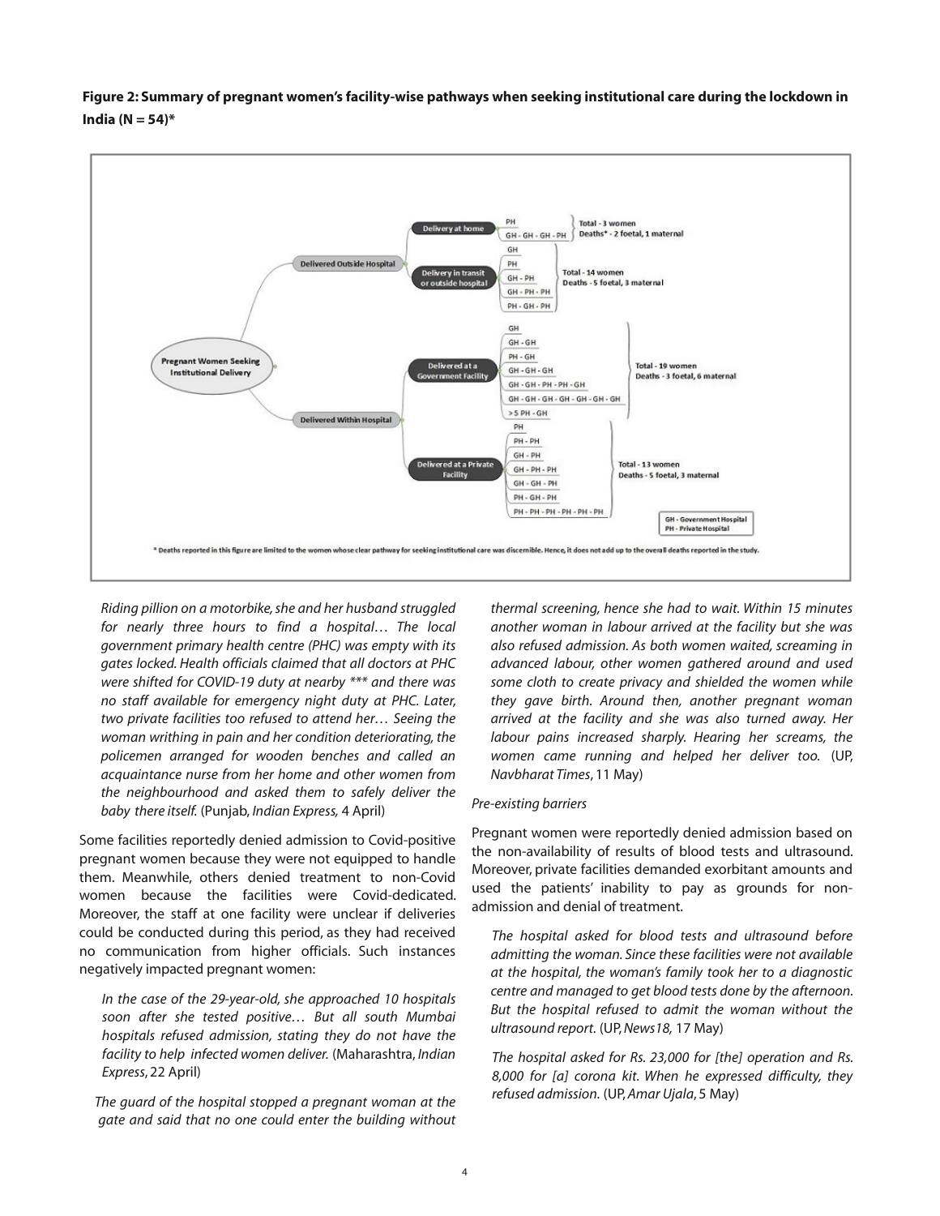**Figure 2: Summary of pregnant women's facility-wise pathways when seeking institutional care during the lockdown in India (N = 54)***

- Pregnant Women Seeking Institutional Delivery
  - Delivered Outside Hospital
    - Delivery at home
      - PH
      - GH - GH - GH - PH
      - Total - 3 women; Deaths* - 2 foetal, 1 maternal
    - Delivery in transit or outside hospital
      - GH
      - PH
      - GH - PH
      - GH - PH - PH
      - PH - GH - PH
      - Total - 14 women; Deaths - 5 foetal, 3 maternal
  - Delivered Within Hospital
    - Delivered at a Government Facility
      - GH
      - GH - GH
      - PH - GH
      - GH - GH - GH
      - GH - GH - PH - PH - GH
      - GH - GH - GH - GH - GH - GH - GH
      - >5 PH - GH
      - Total - 19 women; Deaths - 3 foetal, 6 maternal
    - Delivered at a Private Facility
      - PH
      - PH - PH
      - GH - PH
      - GH - PH - PH
      - GH - GH - PH
      - PH - GH - PH
      - PH - PH - PH - PH - PH - PH
      - Total - 13 women; Deaths - 5 foetal, 3 maternal

GH - Government Hospital
PH - Private Hospital

* Deaths reported in this figure are limited to the women whose clear pathway for seeking institutional care was discernible. Hence, it does not add up to the overall deaths reported in the study.

> *Riding pillion on a motorbike, she and her husband struggled for nearly three hours to find a hospital… The local government primary health centre (PHC) was empty with its gates locked. Health officials claimed that all doctors at PHC were shifted for COVID-19 duty at nearby \*\*\* and there was no staff available for emergency night duty at PHC. Later, two private facilities too refused to attend her… Seeing the woman writhing in pain and her condition deteriorating, the policemen arranged for wooden benches and called an acquaintance nurse from her home and other women from the neighbourhood and asked them to safely deliver the baby there itself.* (Punjab, *Indian Express,* 4 April)

Some facilities reportedly denied admission to Covid-positive pregnant women because they were not equipped to handle them. Meanwhile, others denied treatment to non-Covid women because the facilities were Covid-dedicated. Moreover, the staff at one facility were unclear if deliveries could be conducted during this period, as they had received no communication from higher officials. Such instances negatively impacted pregnant women:

> *In the case of the 29-year-old, she approached 10 hospitals soon after she tested positive… But all south Mumbai hospitals refused admission, stating they do not have the facility to help infected women deliver.* (Maharashtra, *Indian Express*, 22 April)

> *The guard of the hospital stopped a pregnant woman at the gate and said that no one could enter the building without thermal screening, hence she had to wait. Within 15 minutes another woman in labour arrived at the facility but she was also refused admission. As both women waited, screaming in advanced labour, other women gathered around and used some cloth to create privacy and shielded the women while they gave birth. Around then, another pregnant woman arrived at the facility and she was also turned away. Her labour pains increased sharply. Hearing her screams, the women came running and helped her deliver too.* (UP, *Navbharat Times*, 11 May)

*Pre-existing barriers*

Pregnant women were reportedly denied admission based on the non-availability of results of blood tests and ultrasound. Moreover, private facilities demanded exorbitant amounts and used the patients' inability to pay as grounds for non-admission and denial of treatment.

> *The hospital asked for blood tests and ultrasound before admitting the woman. Since these facilities were not available at the hospital, the woman's family took her to a diagnostic centre and managed to get blood tests done by the afternoon. But the hospital refused to admit the woman without the ultrasound report.* (UP, *News18,* 17 May)

> *The hospital asked for Rs. 23,000 for [the] operation and Rs. 8,000 for [a] corona kit. When he expressed difficulty, they refused admission.* (UP, *Amar Ujala*, 5 May)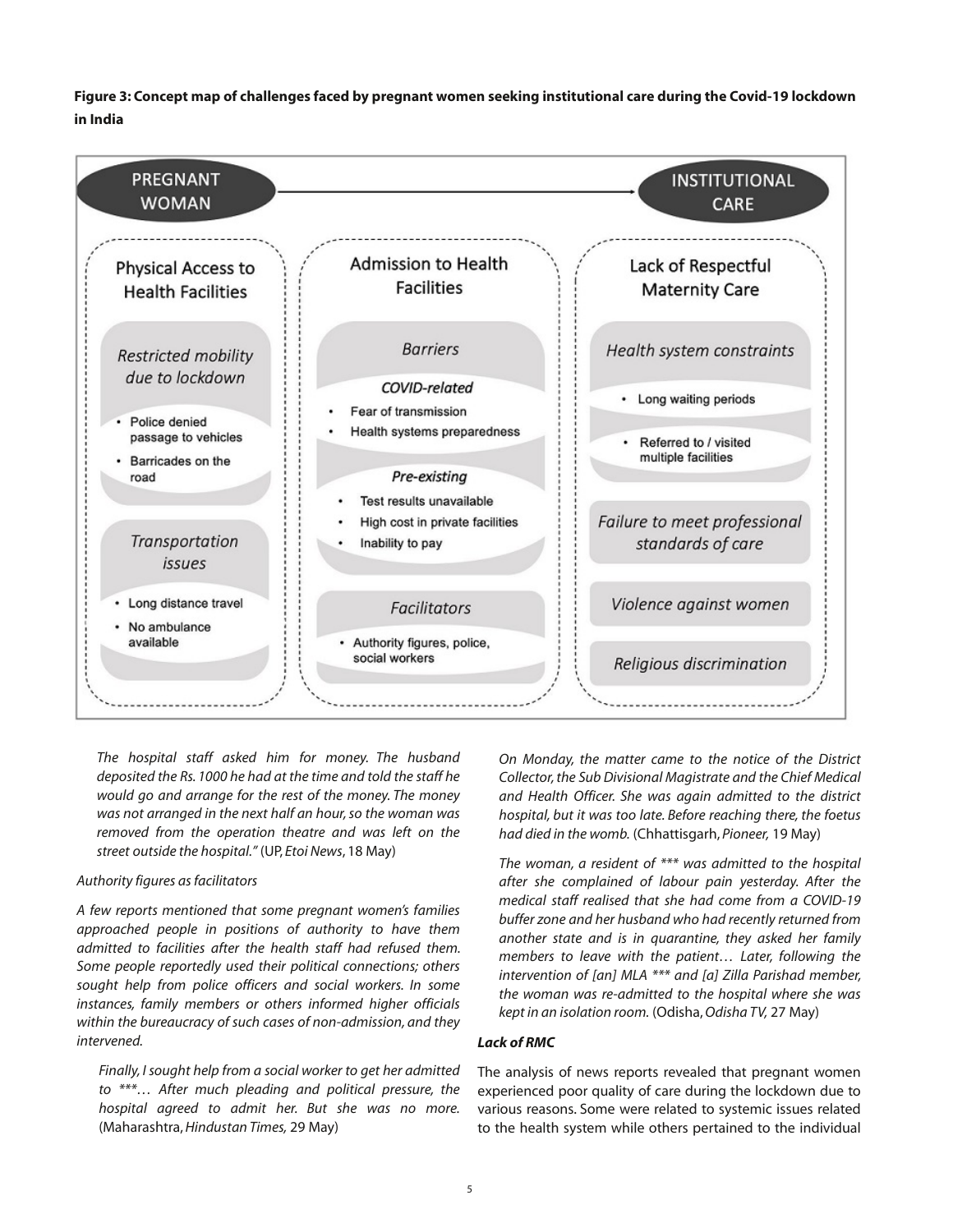**Figure 3: Concept map of challenges faced by pregnant women seeking institutional care during the Covid-19 lockdown in India**

PREGNANT WOMAN → INSTITUTIONAL CARE

**Physical Access to Health Facilities**

*Restricted mobility due to lockdown*
- Police denied passage to vehicles
- Barricades on the road

*Transportation issues*
- Long distance travel
- No ambulance available

**Admission to Health Facilities**

*Barriers*

*COVID-related*
- Fear of transmission
- Health systems preparedness

*Pre-existing*
- Test results unavailable
- High cost in private facilities
- Inability to pay

*Facilitators*
- Authority figures, police, social workers

**Lack of Respectful Maternity Care**

*Health system constraints*
- Long waiting periods
- Referred to / visited multiple facilities

*Failure to meet professional standards of care*

*Violence against women*

*Religious discrimination*

> *The hospital staff asked him for money. The husband deposited the Rs. 1000 he had at the time and told the staff he would go and arrange for the rest of the money. The money was not arranged in the next half an hour, so the woman was removed from the operation theatre and was left on the street outside the hospital."* (UP, *Etoi News*, 18 May)

*Authority figures as facilitators*

*A few reports mentioned that some pregnant women's families approached people in positions of authority to have them admitted to facilities after the health staff had refused them. Some people reportedly used their political connections; others sought help from police officers and social workers. In some instances, family members or others informed higher officials within the bureaucracy of such cases of non-admission, and they intervened.*

> *Finally, I sought help from a social worker to get her admitted to \*\*\*… After much pleading and political pressure, the hospital agreed to admit her. But she was no more.* (Maharashtra, *Hindustan Times,* 29 May)

> *On Monday, the matter came to the notice of the District Collector, the Sub Divisional Magistrate and the Chief Medical and Health Officer. She was again admitted to the district hospital, but it was too late. Before reaching there, the foetus had died in the womb.* (Chhattisgarh, *Pioneer,* 19 May)

> *The woman, a resident of \*\*\* was admitted to the hospital after she complained of labour pain yesterday. After the medical staff realised that she had come from a COVID-19 buffer zone and her husband who had recently returned from another state and is in quarantine, they asked her family members to leave with the patient… Later, following the intervention of [an] MLA \*\*\* and [a] Zilla Parishad member, the woman was re-admitted to the hospital where she was kept in an isolation room.* (Odisha, *Odisha TV,* 27 May)

***Lack of RMC***

The analysis of news reports revealed that pregnant women experienced poor quality of care during the lockdown due to various reasons. Some were related to systemic issues related to the health system while others pertained to the individual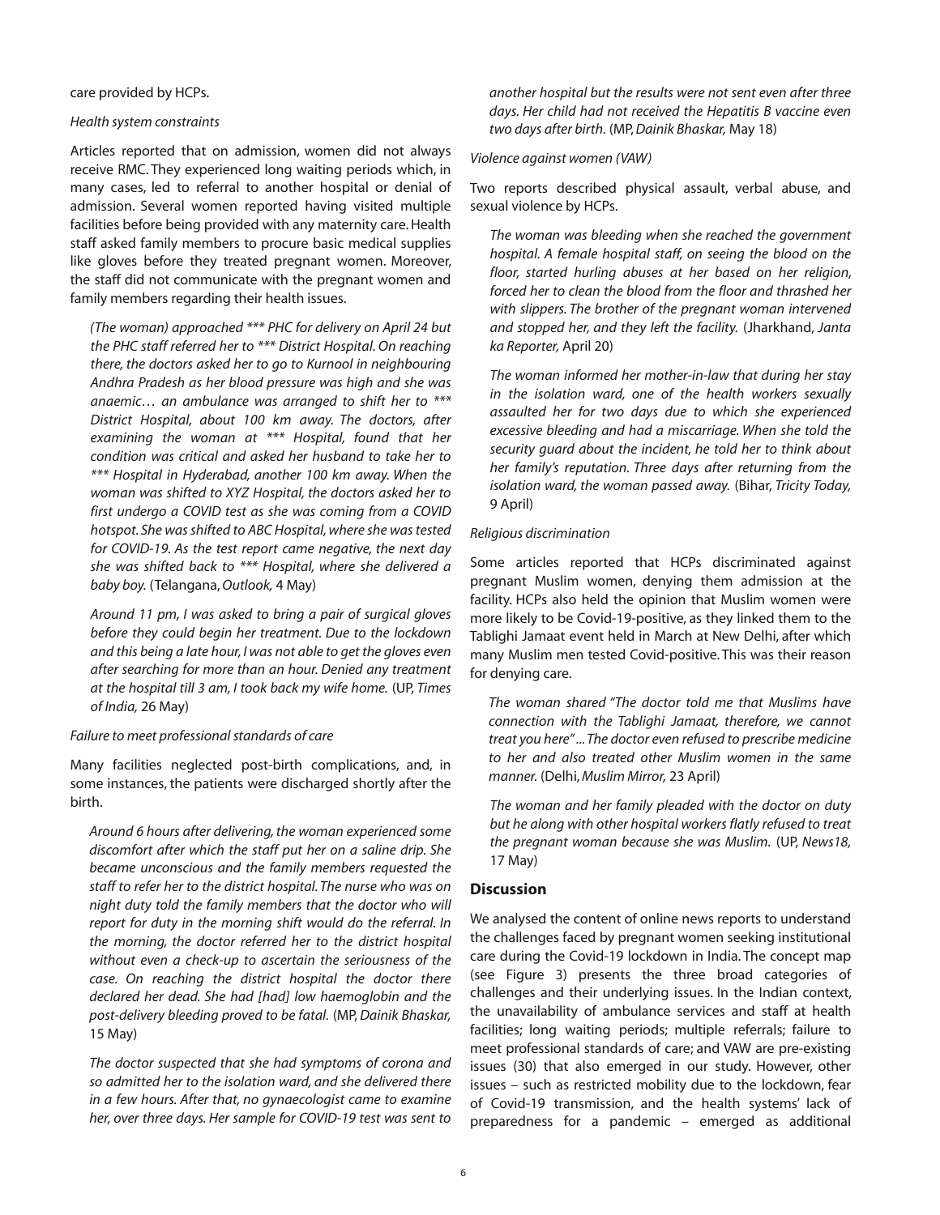care provided by HCPs.

*Health system constraints*

Articles reported that on admission, women did not always receive RMC. They experienced long waiting periods which, in many cases, led to referral to another hospital or denial of admission. Several women reported having visited multiple facilities before being provided with any maternity care. Health staff asked family members to procure basic medical supplies like gloves before they treated pregnant women. Moreover, the staff did not communicate with the pregnant women and family members regarding their health issues.

> *(The woman) approached \*\*\* PHC for delivery on April 24 but the PHC staff referred her to \*\*\* District Hospital. On reaching there, the doctors asked her to go to Kurnool in neighbouring Andhra Pradesh as her blood pressure was high and she was anaemic… an ambulance was arranged to shift her to \*\*\* District Hospital, about 100 km away. The doctors, after examining the woman at \*\*\* Hospital, found that her condition was critical and asked her husband to take her to \*\*\* Hospital in Hyderabad, another 100 km away. When the woman was shifted to XYZ Hospital, the doctors asked her to first undergo a COVID test as she was coming from a COVID hotspot. She was shifted to ABC Hospital, where she was tested for COVID-19. As the test report came negative, the next day she was shifted back to \*\*\* Hospital, where she delivered a baby boy.* (Telangana, *Outlook,* 4 May)

> *Around 11 pm, I was asked to bring a pair of surgical gloves before they could begin her treatment. Due to the lockdown and this being a late hour, I was not able to get the gloves even after searching for more than an hour. Denied any treatment at the hospital till 3 am, I took back my wife home.* (UP, *Times of India,* 26 May)

*Failure to meet professional standards of care*

Many facilities neglected post-birth complications, and, in some instances, the patients were discharged shortly after the birth.

> *Around 6 hours after delivering, the woman experienced some discomfort after which the staff put her on a saline drip. She became unconscious and the family members requested the staff to refer her to the district hospital. The nurse who was on night duty told the family members that the doctor who will report for duty in the morning shift would do the referral. In the morning, the doctor referred her to the district hospital without even a check-up to ascertain the seriousness of the case. On reaching the district hospital the doctor there declared her dead. She had [had] low haemoglobin and the post-delivery bleeding proved to be fatal.* (MP, *Dainik Bhaskar,* 15 May)

> *The doctor suspected that she had symptoms of corona and so admitted her to the isolation ward, and she delivered there in a few hours. After that, no gynaecologist came to examine her, over three days. Her sample for COVID-19 test was sent to another hospital but the results were not sent even after three days. Her child had not received the Hepatitis B vaccine even two days after birth.* (MP, *Dainik Bhaskar,* May 18)

*Violence against women (VAW)*

Two reports described physical assault, verbal abuse, and sexual violence by HCPs.

> *The woman was bleeding when she reached the government hospital. A female hospital staff, on seeing the blood on the floor, started hurling abuses at her based on her religion, forced her to clean the blood from the floor and thrashed her with slippers. The brother of the pregnant woman intervened and stopped her, and they left the facility.* (Jharkhand, *Janta ka Reporter,* April 20)

> *The woman informed her mother-in-law that during her stay in the isolation ward, one of the health workers sexually assaulted her for two days due to which she experienced excessive bleeding and had a miscarriage. When she told the security guard about the incident, he told her to think about her family's reputation. Three days after returning from the isolation ward, the woman passed away.* (Bihar, *Tricity Today,* 9 April)

*Religious discrimination*

Some articles reported that HCPs discriminated against pregnant Muslim women, denying them admission at the facility. HCPs also held the opinion that Muslim women were more likely to be Covid-19-positive, as they linked them to the Tablighi Jamaat event held in March at New Delhi, after which many Muslim men tested Covid-positive. This was their reason for denying care.

> *The woman shared "The doctor told me that Muslims have connection with the Tablighi Jamaat, therefore, we cannot treat you here" ... The doctor even refused to prescribe medicine to her and also treated other Muslim women in the same manner.* (Delhi, *Muslim Mirror,* 23 April)

> *The woman and her family pleaded with the doctor on duty but he along with other hospital workers flatly refused to treat the pregnant woman because she was Muslim.* (UP, *News18,* 17 May)

## Discussion

We analysed the content of online news reports to understand the challenges faced by pregnant women seeking institutional care during the Covid-19 lockdown in India. The concept map (see Figure 3) presents the three broad categories of challenges and their underlying issues. In the Indian context, the unavailability of ambulance services and staff at health facilities; long waiting periods; multiple referrals; failure to meet professional standards of care; and VAW are pre-existing issues (30) that also emerged in our study. However, other issues – such as restricted mobility due to the lockdown, fear of Covid-19 transmission, and the health systems' lack of preparedness for a pandemic – emerged as additional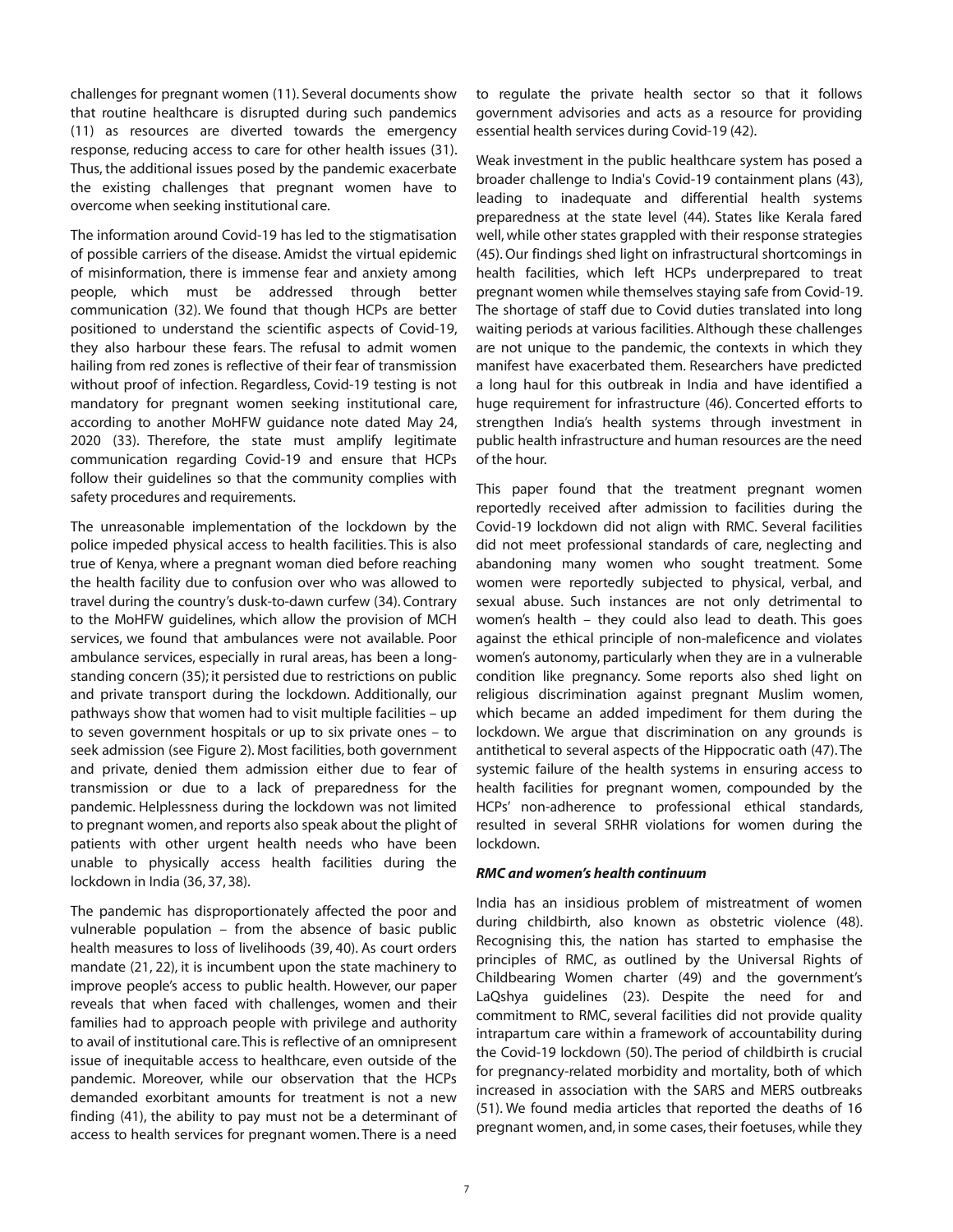challenges for pregnant women (11). Several documents show that routine healthcare is disrupted during such pandemics (11) as resources are diverted towards the emergency response, reducing access to care for other health issues (31). Thus, the additional issues posed by the pandemic exacerbate the existing challenges that pregnant women have to overcome when seeking institutional care.

The information around Covid-19 has led to the stigmatisation of possible carriers of the disease. Amidst the virtual epidemic of misinformation, there is immense fear and anxiety among people, which must be addressed through better communication (32). We found that though HCPs are better positioned to understand the scientific aspects of Covid-19, they also harbour these fears. The refusal to admit women hailing from red zones is reflective of their fear of transmission without proof of infection. Regardless, Covid-19 testing is not mandatory for pregnant women seeking institutional care, according to another MoHFW guidance note dated May 24, 2020 (33). Therefore, the state must amplify legitimate communication regarding Covid-19 and ensure that HCPs follow their guidelines so that the community complies with safety procedures and requirements.

The unreasonable implementation of the lockdown by the police impeded physical access to health facilities. This is also true of Kenya, where a pregnant woman died before reaching the health facility due to confusion over who was allowed to travel during the country's dusk-to-dawn curfew (34). Contrary to the MoHFW guidelines, which allow the provision of MCH services, we found that ambulances were not available. Poor ambulance services, especially in rural areas, has been a long-standing concern (35); it persisted due to restrictions on public and private transport during the lockdown. Additionally, our pathways show that women had to visit multiple facilities – up to seven government hospitals or up to six private ones – to seek admission (see Figure 2). Most facilities, both government and private, denied them admission either due to fear of transmission or due to a lack of preparedness for the pandemic. Helplessness during the lockdown was not limited to pregnant women, and reports also speak about the plight of patients with other urgent health needs who have been unable to physically access health facilities during the lockdown in India (36, 37, 38).

The pandemic has disproportionately affected the poor and vulnerable population – from the absence of basic public health measures to loss of livelihoods (39, 40). As court orders mandate (21, 22), it is incumbent upon the state machinery to improve people's access to public health. However, our paper reveals that when faced with challenges, women and their families had to approach people with privilege and authority to avail of institutional care. This is reflective of an omnipresent issue of inequitable access to healthcare, even outside of the pandemic. Moreover, while our observation that the HCPs demanded exorbitant amounts for treatment is not a new finding (41), the ability to pay must not be a determinant of access to health services for pregnant women. There is a need to regulate the private health sector so that it follows government advisories and acts as a resource for providing essential health services during Covid-19 (42).

Weak investment in the public healthcare system has posed a broader challenge to India's Covid-19 containment plans (43), leading to inadequate and differential health systems preparedness at the state level (44). States like Kerala fared well, while other states grappled with their response strategies (45). Our findings shed light on infrastructural shortcomings in health facilities, which left HCPs underprepared to treat pregnant women while themselves staying safe from Covid-19. The shortage of staff due to Covid duties translated into long waiting periods at various facilities. Although these challenges are not unique to the pandemic, the contexts in which they manifest have exacerbated them. Researchers have predicted a long haul for this outbreak in India and have identified a huge requirement for infrastructure (46). Concerted efforts to strengthen India's health systems through investment in public health infrastructure and human resources are the need of the hour.

This paper found that the treatment pregnant women reportedly received after admission to facilities during the Covid-19 lockdown did not align with RMC. Several facilities did not meet professional standards of care, neglecting and abandoning many women who sought treatment. Some women were reportedly subjected to physical, verbal, and sexual abuse. Such instances are not only detrimental to women's health – they could also lead to death. This goes against the ethical principle of non-maleficence and violates women's autonomy, particularly when they are in a vulnerable condition like pregnancy. Some reports also shed light on religious discrimination against pregnant Muslim women, which became an added impediment for them during the lockdown. We argue that discrimination on any grounds is antithetical to several aspects of the Hippocratic oath (47). The systemic failure of the health systems in ensuring access to health facilities for pregnant women, compounded by the HCPs' non-adherence to professional ethical standards, resulted in several SRHR violations for women during the lockdown.

***RMC and women's health continuum***

India has an insidious problem of mistreatment of women during childbirth, also known as obstetric violence (48). Recognising this, the nation has started to emphasise the principles of RMC, as outlined by the Universal Rights of Childbearing Women charter (49) and the government's LaQshya guidelines (23). Despite the need for and commitment to RMC, several facilities did not provide quality intrapartum care within a framework of accountability during the Covid-19 lockdown (50). The period of childbirth is crucial for pregnancy-related morbidity and mortality, both of which increased in association with the SARS and MERS outbreaks (51). We found media articles that reported the deaths of 16 pregnant women, and, in some cases, their foetuses, while they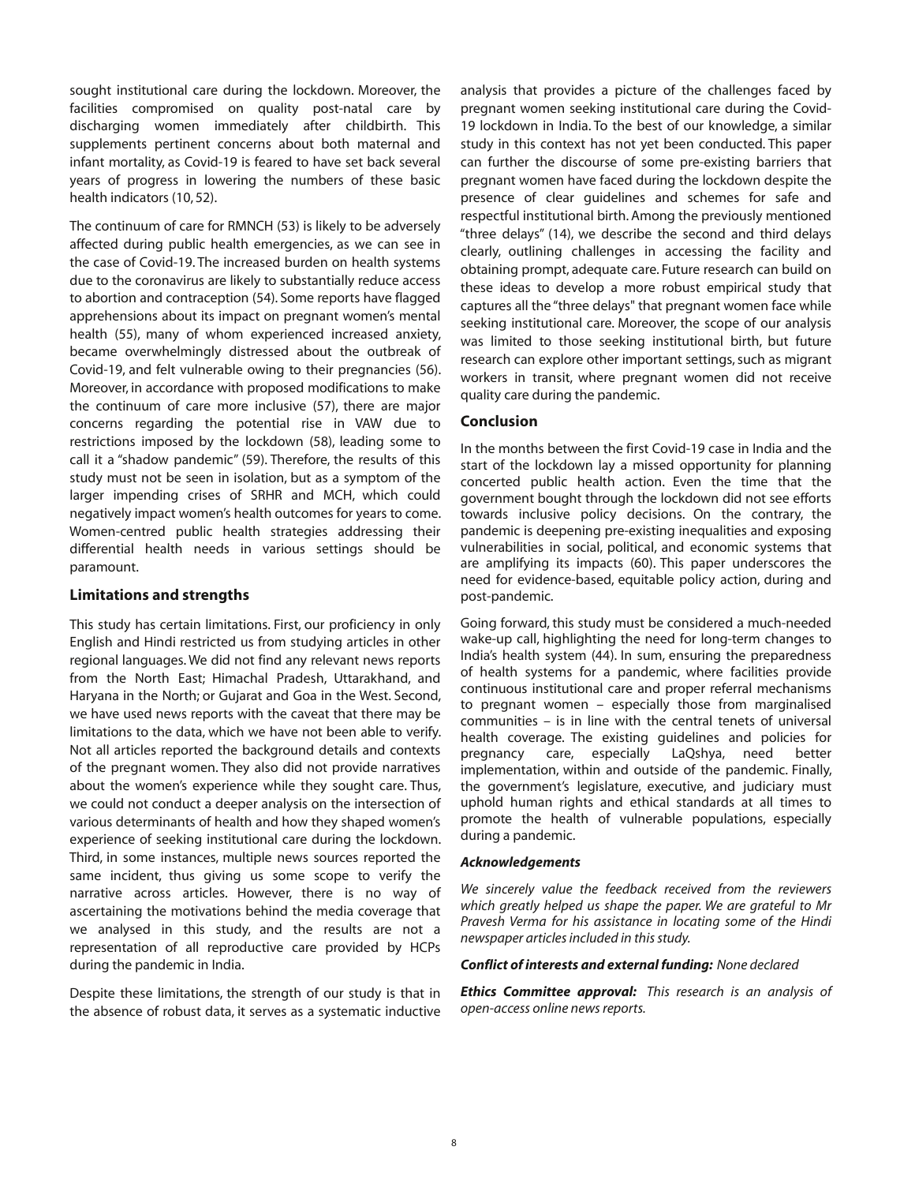sought institutional care during the lockdown. Moreover, the facilities compromised on quality post-natal care by discharging women immediately after childbirth. This supplements pertinent concerns about both maternal and infant mortality, as Covid-19 is feared to have set back several years of progress in lowering the numbers of these basic health indicators (10, 52).

The continuum of care for RMNCH (53) is likely to be adversely affected during public health emergencies, as we can see in the case of Covid-19. The increased burden on health systems due to the coronavirus are likely to substantially reduce access to abortion and contraception (54). Some reports have flagged apprehensions about its impact on pregnant women's mental health (55), many of whom experienced increased anxiety, became overwhelmingly distressed about the outbreak of Covid-19, and felt vulnerable owing to their pregnancies (56). Moreover, in accordance with proposed modifications to make the continuum of care more inclusive (57), there are major concerns regarding the potential rise in VAW due to restrictions imposed by the lockdown (58), leading some to call it a "shadow pandemic" (59). Therefore, the results of this study must not be seen in isolation, but as a symptom of the larger impending crises of SRHR and MCH, which could negatively impact women's health outcomes for years to come. Women-centred public health strategies addressing their differential health needs in various settings should be paramount.

## Limitations and strengths

This study has certain limitations. First, our proficiency in only English and Hindi restricted us from studying articles in other regional languages. We did not find any relevant news reports from the North East; Himachal Pradesh, Uttarakhand, and Haryana in the North; or Gujarat and Goa in the West. Second, we have used news reports with the caveat that there may be limitations to the data, which we have not been able to verify. Not all articles reported the background details and contexts of the pregnant women. They also did not provide narratives about the women's experience while they sought care. Thus, we could not conduct a deeper analysis on the intersection of various determinants of health and how they shaped women's experience of seeking institutional care during the lockdown. Third, in some instances, multiple news sources reported the same incident, thus giving us some scope to verify the narrative across articles. However, there is no way of ascertaining the motivations behind the media coverage that we analysed in this study, and the results are not a representation of all reproductive care provided by HCPs during the pandemic in India.

Despite these limitations, the strength of our study is that in the absence of robust data, it serves as a systematic inductive analysis that provides a picture of the challenges faced by pregnant women seeking institutional care during the Covid-19 lockdown in India. To the best of our knowledge, a similar study in this context has not yet been conducted. This paper can further the discourse of some pre-existing barriers that pregnant women have faced during the lockdown despite the presence of clear guidelines and schemes for safe and respectful institutional birth. Among the previously mentioned "three delays" (14), we describe the second and third delays clearly, outlining challenges in accessing the facility and obtaining prompt, adequate care. Future research can build on these ideas to develop a more robust empirical study that captures all the "three delays" that pregnant women face while seeking institutional care. Moreover, the scope of our analysis was limited to those seeking institutional birth, but future research can explore other important settings, such as migrant workers in transit, where pregnant women did not receive quality care during the pandemic.

## Conclusion

In the months between the first Covid-19 case in India and the start of the lockdown lay a missed opportunity for planning concerted public health action. Even the time that the government bought through the lockdown did not see efforts towards inclusive policy decisions. On the contrary, the pandemic is deepening pre-existing inequalities and exposing vulnerabilities in social, political, and economic systems that are amplifying its impacts (60). This paper underscores the need for evidence-based, equitable policy action, during and post-pandemic.

Going forward, this study must be considered a much-needed wake-up call, highlighting the need for long-term changes to India's health system (44). In sum, ensuring the preparedness of health systems for a pandemic, where facilities provide continuous institutional care and proper referral mechanisms to pregnant women – especially those from marginalised communities – is in line with the central tenets of universal health coverage. The existing guidelines and policies for pregnancy care, especially LaQshya, need better implementation, within and outside of the pandemic. Finally, the government's legislature, executive, and judiciary must uphold human rights and ethical standards at all times to promote the health of vulnerable populations, especially during a pandemic.

### *Acknowledgements*

*We sincerely value the feedback received from the reviewers which greatly helped us shape the paper. We are grateful to Mr Pravesh Verma for his assistance in locating some of the Hindi newspaper articles included in this study.*

***Conflict of interests and external funding:*** *None declared*

***Ethics Committee approval:*** *This research is an analysis of open-access online news reports.*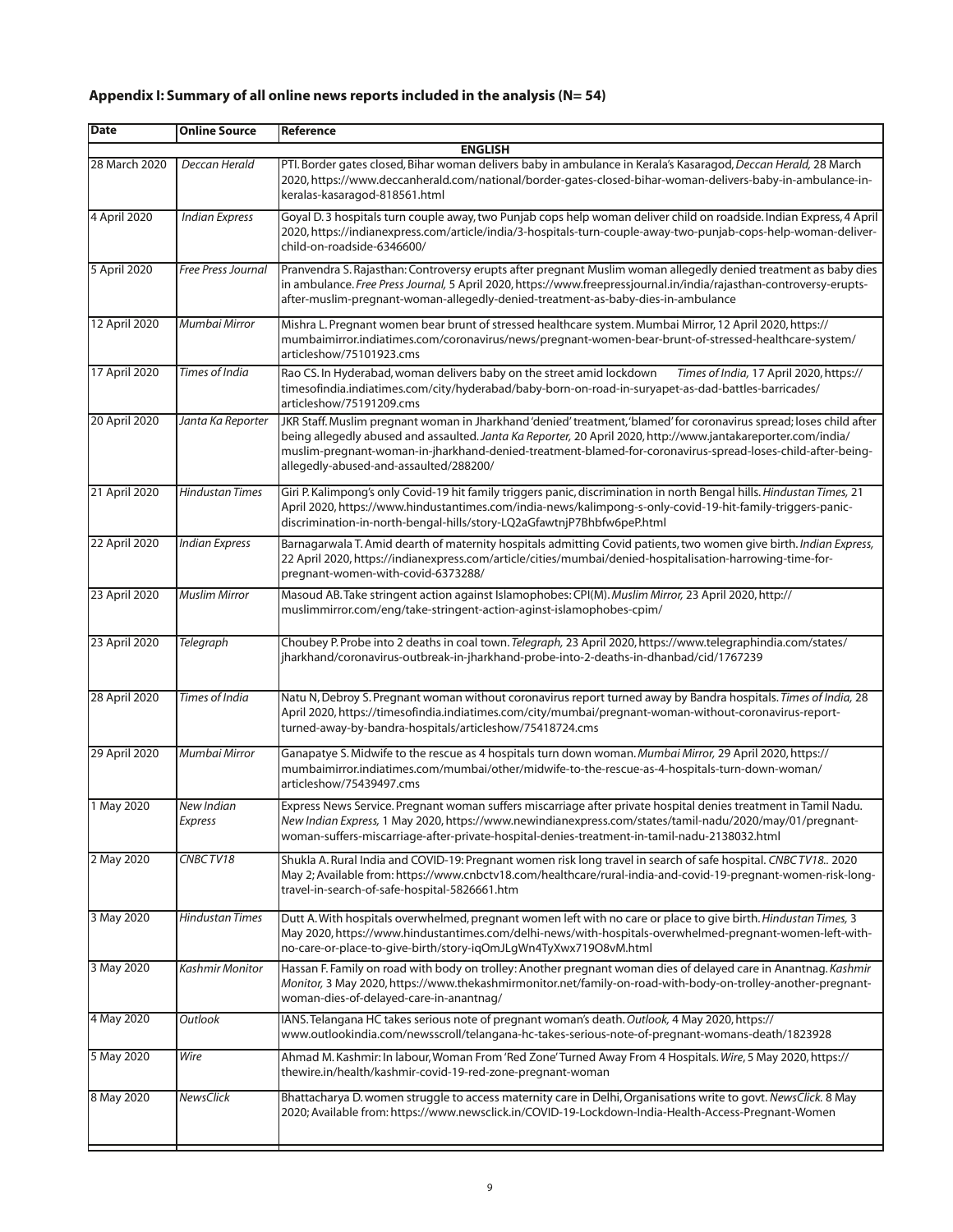## Appendix I: Summary of all online news reports included in the analysis (N= 54)

| Date | Online Source | Reference |
|---|---|---|
| | | **ENGLISH** |
| 28 March 2020 | *Deccan Herald* | PTI. Border gates closed, Bihar woman delivers baby in ambulance in Kerala's Kasaragod, *Deccan Herald,* 28 March 2020, https://www.deccanherald.com/national/border-gates-closed-bihar-woman-delivers-baby-in-ambulance-in-keralas-kasaragod-818561.html |
| 4 April 2020 | *Indian Express* | Goyal D. 3 hospitals turn couple away, two Punjab cops help woman deliver child on roadside. Indian Express, 4 April 2020, https://indianexpress.com/article/india/3-hospitals-turn-couple-away-two-punjab-cops-help-woman-deliver-child-on-roadside-6346600/ |
| 5 April 2020 | *Free Press Journal* | Pranvendra S. Rajasthan: Controversy erupts after pregnant Muslim woman allegedly denied treatment as baby dies in ambulance. *Free Press Journal,* 5 April 2020, https://www.freepressjournal.in/india/rajasthan-controversy-erupts-after-muslim-pregnant-woman-allegedly-denied-treatment-as-baby-dies-in-ambulance |
| 12 April 2020 | *Mumbai Mirror* | Mishra L. Pregnant women bear brunt of stressed healthcare system. Mumbai Mirror, 12 April 2020, https://mumbaimirror.indiatimes.com/coronavirus/news/pregnant-women-bear-brunt-of-stressed-healthcare-system/articleshow/75101923.cms |
| 17 April 2020 | *Times of India* | Rao CS. In Hyderabad, woman delivers baby on the street amid lockdown *Times of India,* 17 April 2020, https://timesofindia.indiatimes.com/city/hyderabad/baby-born-on-road-in-suryapet-as-dad-battles-barricades/articleshow/75191209.cms |
| 20 April 2020 | *Janta Ka Reporter* | JKR Staff. Muslim pregnant woman in Jharkhand 'denied' treatment, 'blamed' for coronavirus spread; loses child after being allegedly abused and assaulted. *Janta Ka Reporter,* 20 April 2020, http://www.jantakareporter.com/india/muslim-pregnant-woman-in-jharkhand-denied-treatment-blamed-for-coronavirus-spread-loses-child-after-being-allegedly-abused-and-assaulted/288200/ |
| 21 April 2020 | *Hindustan Times* | Giri P. Kalimpong's only Covid-19 hit family triggers panic, discrimination in north Bengal hills. *Hindustan Times,* 21 April 2020, https://www.hindustantimes.com/india-news/kalimpong-s-only-covid-19-hit-family-triggers-panic-discrimination-in-north-bengal-hills/story-LQ2aGfawtnjP7Bhbfw6peP.html |
| 22 April 2020 | *Indian Express* | Barnagarwala T. Amid dearth of maternity hospitals admitting Covid patients, two women give birth. *Indian Express,* 22 April 2020, https://indianexpress.com/article/cities/mumbai/denied-hospitalisation-harrowing-time-for-pregnant-women-with-covid-6373288/ |
| 23 April 2020 | *Muslim Mirror* | Masoud AB. Take stringent action against Islamophobes: CPI(M). *Muslim Mirror,* 23 April 2020, http://muslimmirror.com/eng/take-stringent-action-aginst-islamophobes-cpim/ |
| 23 April 2020 | *Telegraph* | Choubey P. Probe into 2 deaths in coal town. *Telegraph,* 23 April 2020, https://www.telegraphindia.com/states/jharkhand/coronavirus-outbreak-in-jharkhand-probe-into-2-deaths-in-dhanbad/cid/1767239 |
| 28 April 2020 | *Times of India* | Natu N, Debroy S. Pregnant woman without coronavirus report turned away by Bandra hospitals. *Times of India,* 28 April 2020, https://timesofindia.indiatimes.com/city/mumbai/pregnant-woman-without-coronavirus-report-turned-away-by-bandra-hospitals/articleshow/75418724.cms |
| 29 April 2020 | *Mumbai Mirror* | Ganapatye S. Midwife to the rescue as 4 hospitals turn down woman. *Mumbai Mirror,* 29 April 2020, https://mumbaimirror.indiatimes.com/mumbai/other/midwife-to-the-rescue-as-4-hospitals-turn-down-woman/articleshow/75439497.cms |
| 1 May 2020 | *New Indian Express* | Express News Service. Pregnant woman suffers miscarriage after private hospital denies treatment in Tamil Nadu. *New Indian Express,* 1 May 2020, https://www.newindianexpress.com/states/tamil-nadu/2020/may/01/pregnant-woman-suffers-miscarriage-after-private-hospital-denies-treatment-in-tamil-nadu-2138032.html |
| 2 May 2020 | *CNBC TV18* | Shukla A. Rural India and COVID-19: Pregnant women risk long travel in search of safe hospital. *CNBC TV18..* 2020 May 2; Available from: https://www.cnbctv18.com/healthcare/rural-india-and-covid-19-pregnant-women-risk-long-travel-in-search-of-safe-hospital-5826661.htm |
| 3 May 2020 | *Hindustan Times* | Dutt A. With hospitals overwhelmed, pregnant women left with no care or place to give birth. *Hindustan Times,* 3 May 2020, https://www.hindustantimes.com/delhi-news/with-hospitals-overwhelmed-pregnant-women-left-with-no-care-or-place-to-give-birth/story-iqOmJLgWn4TyXwx719O8vM.html |
| 3 May 2020 | *Kashmir Monitor* | Hassan F. Family on road with body on trolley: Another pregnant woman dies of delayed care in Anantnag. *Kashmir Monitor,* 3 May 2020, https://www.thekashmirmonitor.net/family-on-road-with-body-on-trolley-another-pregnant-woman-dies-of-delayed-care-in-anantnag/ |
| 4 May 2020 | *Outlook* | IANS. Telangana HC takes serious note of pregnant woman's death. *Outlook,* 4 May 2020, https://www.outlookindia.com/newsscroll/telangana-hc-takes-serious-note-of-pregnant-womans-death/1823928 |
| 5 May 2020 | *Wire* | Ahmad M. Kashmir: In labour, Woman From 'Red Zone' Turned Away From 4 Hospitals. *Wire*, 5 May 2020, https://thewire.in/health/kashmir-covid-19-red-zone-pregnant-woman |
| 8 May 2020 | *NewsClick* | Bhattacharya D. women struggle to access maternity care in Delhi, Organisations write to govt. *NewsClick.* 8 May 2020; Available from: https://www.newsclick.in/COVID-19-Lockdown-India-Health-Access-Pregnant-Women |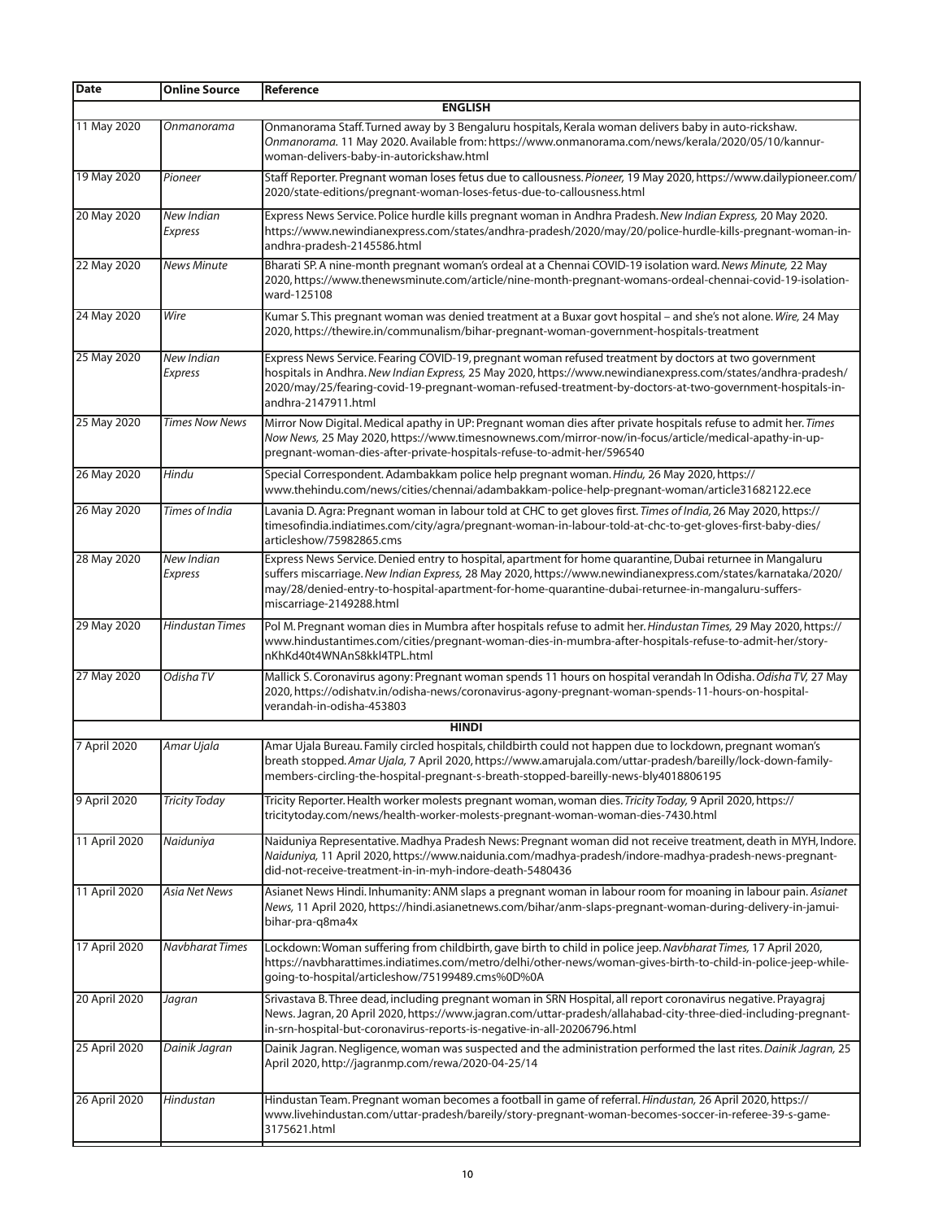| Date | Online Source | Reference |
| --- | --- | --- |
| | | **ENGLISH** |
| 11 May 2020 | *Onmanorama* | Onmanorama Staff. Turned away by 3 Bengaluru hospitals, Kerala woman delivers baby in auto-rickshaw. *Onmanorama.* 11 May 2020. Available from: https://www.onmanorama.com/news/kerala/2020/05/10/kannur-woman-delivers-baby-in-autorickshaw.html |
| 19 May 2020 | *Pioneer* | Staff Reporter. Pregnant woman loses fetus due to callousness. *Pioneer,* 19 May 2020, https://www.dailypioneer.com/2020/state-editions/pregnant-woman-loses-fetus-due-to-callousness.html |
| 20 May 2020 | *New Indian Express* | Express News Service. Police hurdle kills pregnant woman in Andhra Pradesh. *New Indian Express,* 20 May 2020. https://www.newindianexpress.com/states/andhra-pradesh/2020/may/20/police-hurdle-kills-pregnant-woman-in-andhra-pradesh-2145586.html |
| 22 May 2020 | *News Minute* | Bharati SP. A nine-month pregnant woman's ordeal at a Chennai COVID-19 isolation ward. *News Minute,* 22 May 2020, https://www.thenewsminute.com/article/nine-month-pregnant-womans-ordeal-chennai-covid-19-isolation-ward-125108 |
| 24 May 2020 | *Wire* | Kumar S. This pregnant woman was denied treatment at a Buxar govt hospital – and she's not alone. *Wire,* 24 May 2020, https://thewire.in/communalism/bihar-pregnant-woman-government-hospitals-treatment |
| 25 May 2020 | *New Indian Express* | Express News Service. Fearing COVID-19, pregnant woman refused treatment by doctors at two government hospitals in Andhra. *New Indian Express,* 25 May 2020, https://www.newindianexpress.com/states/andhra-pradesh/2020/may/25/fearing-covid-19-pregnant-woman-refused-treatment-by-doctors-at-two-government-hospitals-in-andhra-2147911.html |
| 25 May 2020 | *Times Now News* | Mirror Now Digital. Medical apathy in UP: Pregnant woman dies after private hospitals refuse to admit her. *Times Now News,* 25 May 2020, https://www.timesnownews.com/mirror-now/in-focus/article/medical-apathy-in-up-pregnant-woman-dies-after-private-hospitals-refuse-to-admit-her/596540 |
| 26 May 2020 | *Hindu* | Special Correspondent. Adambakkam police help pregnant woman. *Hindu,* 26 May 2020, https://www.thehindu.com/news/cities/chennai/adambakkam-police-help-pregnant-woman/article31682122.ece |
| 26 May 2020 | *Times of India* | Lavania D. Agra: Pregnant woman in labour told at CHC to get gloves first. *Times of India,* 26 May 2020, https://timesofindia.indiatimes.com/city/agra/pregnant-woman-in-labour-told-at-chc-to-get-gloves-first-baby-dies/articleshow/75982865.cms |
| 28 May 2020 | *New Indian Express* | Express News Service. Denied entry to hospital, apartment for home quarantine, Dubai returnee in Mangaluru suffers miscarriage. *New Indian Express,* 28 May 2020, https://www.newindianexpress.com/states/karnataka/2020/may/28/denied-entry-to-hospital-apartment-for-home-quarantine-dubai-returnee-in-mangaluru-suffers-miscarriage-2149288.html |
| 29 May 2020 | *Hindustan Times* | Pol M. Pregnant woman dies in Mumbra after hospitals refuse to admit her. *Hindustan Times,* 29 May 2020, https://www.hindustantimes.com/cities/pregnant-woman-dies-in-mumbra-after-hospitals-refuse-to-admit-her/story-nKhKd40t4WNAnS8kkl4TPL.html |
| 27 May 2020 | *Odisha TV* | Mallick S. Coronavirus agony: Pregnant woman spends 11 hours on hospital verandah In Odisha. *Odisha TV,* 27 May 2020, https://odishatv.in/odisha-news/coronavirus-agony-pregnant-woman-spends-11-hours-on-hospital-verandah-in-odisha-453803 |
| | | **HINDI** |
| 7 April 2020 | *Amar Ujala* | Amar Ujala Bureau. Family circled hospitals, childbirth could not happen due to lockdown, pregnant woman's breath stopped. *Amar Ujala,* 7 April 2020, https://www.amarujala.com/uttar-pradesh/bareilly/lock-down-family-members-circling-the-hospital-pregnant-s-breath-stopped-bareilly-news-bly4018806195 |
| 9 April 2020 | *Tricity Today* | Tricity Reporter. Health worker molests pregnant woman, woman dies. *Tricity Today,* 9 April 2020, https://tricitytoday.com/news/health-worker-molests-pregnant-woman-woman-dies-7430.html |
| 11 April 2020 | *Naiduniya* | Naiduniya Representative. Madhya Pradesh News: Pregnant woman did not receive treatment, death in MYH, Indore. *Naiduniya,* 11 April 2020, https://www.naidunia.com/madhya-pradesh/indore-madhya-pradesh-news-pregnant-did-not-receive-treatment-in-myh-indore-death-5480436 |
| 11 April 2020 | *Asia Net News* | Asianet News Hindi. Inhumanity: ANM slaps a pregnant woman in labour room for moaning in labour pain. *Asianet News,* 11 April 2020, https://hindi.asianetnews.com/bihar/anm-slaps-pregnant-woman-during-delivery-in-jamui-bihar-pra-q8ma4x |
| 17 April 2020 | *Navbharat Times* | Lockdown: Woman suffering from childbirth, gave birth to child in police jeep. *Navbharat Times,* 17 April 2020, https://navbharattimes.indiatimes.com/metro/delhi/other-news/woman-gives-birth-to-child-in-police-jeep-while-going-to-hospital/articleshow/75199489.cms%0D%0A |
| 20 April 2020 | *Jagran* | Srivastava B. Three dead, including pregnant woman in SRN Hospital, all report coronavirus negative. Prayagraj News. Jagran, 20 April 2020, https://www.jagran.com/uttar-pradesh/allahabad-city-three-died-including-pregnant-in-srn-hospital-but-coronavirus-reports-is-negative-in-all-20206796.html |
| 25 April 2020 | *Dainik Jagran* | Dainik Jagran. Negligence, woman was suspected and the administration performed the last rites. *Dainik Jagran,* 25 April 2020, http://jagranmp.com/rewa/2020-04-25/14 |
| 26 April 2020 | *Hindustan* | Hindustan Team. Pregnant woman becomes a football in game of referral. *Hindustan,* 26 April 2020, https://www.livehindustan.com/uttar-pradesh/bareilly/story-pregnant-woman-becomes-soccer-in-referee-39-s-game-3175621.html |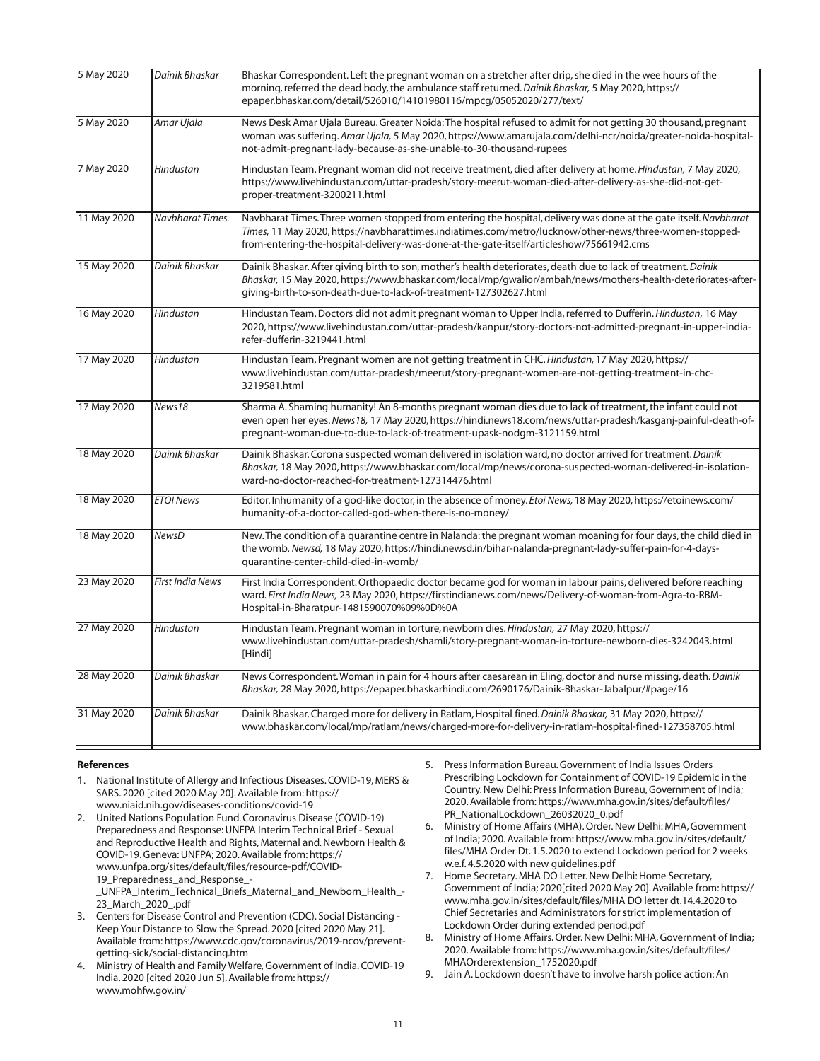| 5 May 2020 | *Dainik Bhaskar* | Bhaskar Correspondent. Left the pregnant woman on a stretcher after drip, she died in the wee hours of the morning, referred the dead body, the ambulance staff returned. *Dainik Bhaskar,* 5 May 2020, https://epaper.bhaskar.com/detail/526010/14101980116/mpcg/05052020/277/text/ |
|---|---|---|
| 5 May 2020 | *Amar Ujala* | News Desk Amar Ujala Bureau. Greater Noida: The hospital refused to admit for not getting 30 thousand, pregnant woman was suffering. *Amar Ujala,* 5 May 2020, https://www.amarujala.com/delhi-ncr/noida/greater-noida-hospital-not-admit-pregnant-lady-because-as-she-unable-to-30-thousand-rupees |
| 7 May 2020 | *Hindustan* | Hindustan Team. Pregnant woman did not receive treatment, died after delivery at home. *Hindustan,* 7 May 2020, https://www.livehindustan.com/uttar-pradesh/story-meerut-woman-died-after-delivery-as-she-did-not-get-proper-treatment-3200211.html |
| 11 May 2020 | *Navbharat Times.* | Navbharat Times. Three women stopped from entering the hospital, delivery was done at the gate itself. *Navbharat Times,* 11 May 2020, https://navbharattimes.indiatimes.com/metro/lucknow/other-news/three-women-stopped-from-entering-the-hospital-delivery-was-done-at-the-gate-itself/articleshow/75661942.cms |
| 15 May 2020 | *Dainik Bhaskar* | Dainik Bhaskar. After giving birth to son, mother's health deteriorates, death due to lack of treatment. *Dainik Bhaskar,* 15 May 2020, https://www.bhaskar.com/local/mp/gwalior/ambah/news/mothers-health-deteriorates-after-giving-birth-to-son-death-due-to-lack-of-treatment-127302627.html |
| 16 May 2020 | *Hindustan* | Hindustan Team. Doctors did not admit pregnant woman to Upper India, referred to Dufferin. *Hindustan,* 16 May 2020, https://www.livehindustan.com/uttar-pradesh/kanpur/story-doctors-not-admitted-pregnant-in-upper-india-refer-dufferin-3219441.html |
| 17 May 2020 | *Hindustan* | Hindustan Team. Pregnant women are not getting treatment in CHC. *Hindustan,* 17 May 2020, https://www.livehindustan.com/uttar-pradesh/meerut/story-pregnant-women-are-not-getting-treatment-in-chc-3219581.html |
| 17 May 2020 | *News18* | Sharma A. Shaming humanity! An 8-months pregnant woman dies due to lack of treatment, the infant could not even open her eyes. *News18,* 17 May 2020, https://hindi.news18.com/news/uttar-pradesh/kasganj-painful-death-of-pregnant-woman-due-to-due-to-lack-of-treatment-upask-nodgm-3121159.html |
| 18 May 2020 | *Dainik Bhaskar* | Dainik Bhaskar. Corona suspected woman delivered in isolation ward, no doctor arrived for treatment. *Dainik Bhaskar,* 18 May 2020, https://www.bhaskar.com/local/mp/news/corona-suspected-woman-delivered-in-isolation-ward-no-doctor-reached-for-treatment-127314476.html |
| 18 May 2020 | *ETOI News* | Editor. Inhumanity of a god-like doctor, in the absence of money. *Etoi News,* 18 May 2020, https://etoinews.com/humanity-of-a-doctor-called-god-when-there-is-no-money/ |
| 18 May 2020 | *NewsD* | New. The condition of a quarantine centre in Nalanda: the pregnant woman moaning for four days, the child died in the womb. *Newsd,* 18 May 2020, https://hindi.newsd.in/bihar-nalanda-pregnant-lady-suffer-pain-for-4-days-quarantine-center-child-died-in-womb/ |
| 23 May 2020 | *First India News* | First India Correspondent. Orthopaedic doctor became god for woman in labour pains, delivered before reaching ward. *First India News,* 23 May 2020, https://firstindianews.com/news/Delivery-of-woman-from-Agra-to-RBM-Hospital-in-Bharatpur-1481590070%09%0D%0A |
| 27 May 2020 | *Hindustan* | Hindustan Team. Pregnant woman in torture, newborn dies. *Hindustan,* 27 May 2020, https://www.livehindustan.com/uttar-pradesh/shamli/story-pregnant-woman-in-torture-newborn-dies-3242043.html [Hindi] |
| 28 May 2020 | *Dainik Bhaskar* | News Correspondent. Woman in pain for 4 hours after caesarean in Eling, doctor and nurse missing, death. *Dainik Bhaskar,* 28 May 2020, https://epaper.bhaskarhindi.com/2690176/Dainik-Bhaskar-Jabalpur/#page/16 |
| 31 May 2020 | *Dainik Bhaskar* | Dainik Bhaskar. Charged more for delivery in Ratlam, Hospital fined. *Dainik Bhaskar,* 31 May 2020, https://www.bhaskar.com/local/mp/ratlam/news/charged-more-for-delivery-in-ratlam-hospital-fined-127358705.html |

**References**

1. National Institute of Allergy and Infectious Diseases. COVID-19, MERS & SARS. 2020 [cited 2020 May 20]. Available from: https://www.niaid.nih.gov/diseases-conditions/covid-19
2. United Nations Population Fund. Coronavirus Disease (COVID-19) Preparedness and Response: UNFPA Interim Technical Brief - Sexual and Reproductive Health and Rights, Maternal and. Newborn Health & COVID-19. Geneva: UNFPA; 2020. Available from: https://www.unfpa.org/sites/default/files/resource-pdf/COVID-19_Preparedness_and_Response_-_UNFPA_Interim_Technical_Briefs_Maternal_and_Newborn_Health_-23_March_2020_.pdf
3. Centers for Disease Control and Prevention (CDC). Social Distancing - Keep Your Distance to Slow the Spread. 2020 [cited 2020 May 21]. Available from: https://www.cdc.gov/coronavirus/2019-ncov/prevent-getting-sick/social-distancing.htm
4. Ministry of Health and Family Welfare, Government of India. COVID-19 India. 2020 [cited 2020 Jun 5]. Available from: https://www.mohfw.gov.in/
5. Press Information Bureau. Government of India Issues Orders Prescribing Lockdown for Containment of COVID-19 Epidemic in the Country. New Delhi: Press Information Bureau, Government of India; 2020. Available from: https://www.mha.gov.in/sites/default/files/PR_NationalLockdown_26032020_0.pdf
6. Ministry of Home Affairs (MHA). Order. New Delhi: MHA, Government of India; 2020. Available from: https://www.mha.gov.in/sites/default/files/MHA Order Dt. 1.5.2020 to extend Lockdown period for 2 weeks w.e.f. 4.5.2020 with new guidelines.pdf
7. Home Secretary. MHA DO Letter. New Delhi: Home Secretary, Government of India; 2020[cited 2020 May 20]. Available from: https://www.mha.gov.in/sites/default/files/MHA DO letter dt.14.4.2020 to Chief Secretaries and Administrators for strict implementation of Lockdown Order during extended period.pdf
8. Ministry of Home Affairs. Order. New Delhi: MHA, Government of India; 2020. Available from: https://www.mha.gov.in/sites/default/files/MHAOrderextension_1752020.pdf
9. Jain A. Lockdown doesn't have to involve harsh police action: An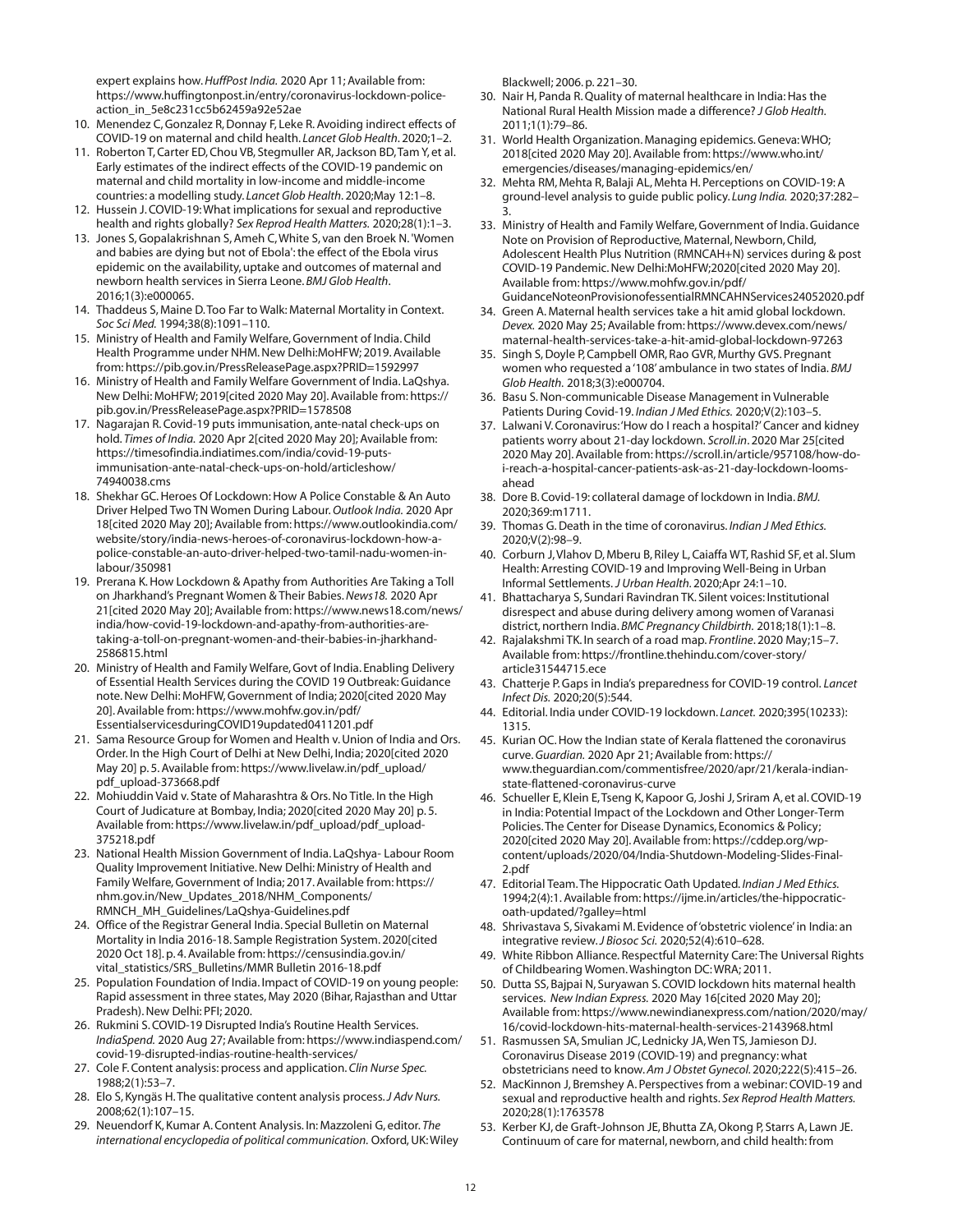expert explains how. *HuffPost India.* 2020 Apr 11; Available from: https://www.huffingtonpost.in/entry/coronavirus-lockdown-police-action_in_5e8c231cc5b62459a92e52ae

10. Menendez C, Gonzalez R, Donnay F, Leke R. Avoiding indirect effects of COVID-19 on maternal and child health. *Lancet Glob Health*. 2020;1–2.
11. Roberton T, Carter ED, Chou VB, Stegmuller AR, Jackson BD, Tam Y, et al. Early estimates of the indirect effects of the COVID-19 pandemic on maternal and child mortality in low-income and middle-income countries: a modelling study. *Lancet Glob Health*. 2020;May 12:1–8.
12. Hussein J. COVID-19: What implications for sexual and reproductive health and rights globally? *Sex Reprod Health Matters.* 2020;28(1):1–3.
13. Jones S, Gopalakrishnan S, Ameh C, White S, van den Broek N. 'Women and babies are dying but not of Ebola': the effect of the Ebola virus epidemic on the availability, uptake and outcomes of maternal and newborn health services in Sierra Leone. *BMJ Glob Health*. 2016;1(3):e000065.
14. Thaddeus S, Maine D. Too Far to Walk: Maternal Mortality in Context. *Soc Sci Med.* 1994;38(8):1091–110.
15. Ministry of Health and Family Welfare, Government of India. Child Health Programme under NHM. New Delhi:MoHFW; 2019. Available from: https://pib.gov.in/PressReleasePage.aspx?PRID=1592997
16. Ministry of Health and Family Welfare Government of India. LaQshya. New Delhi: MoHFW; 2019[cited 2020 May 20]. Available from: https://pib.gov.in/PressReleasePage.aspx?PRID=1578508
17. Nagarajan R. Covid-19 puts immunisation, ante-natal check-ups on hold. *Times of India.* 2020 Apr 2[cited 2020 May 20]; Available from: https://timesofindia.indiatimes.com/india/covid-19-puts-immunisation-ante-natal-check-ups-on-hold/articleshow/74940038.cms
18. Shekhar GC. Heroes Of Lockdown: How A Police Constable & An Auto Driver Helped Two TN Women During Labour. *Outlook India.* 2020 Apr 18[cited 2020 May 20]; Available from: https://www.outlookindia.com/website/story/india-news-heroes-of-coronavirus-lockdown-how-a-police-constable-an-auto-driver-helped-two-tamil-nadu-women-in-labour/350981
19. Prerana K. How Lockdown & Apathy from Authorities Are Taking a Toll on Jharkhand's Pregnant Women & Their Babies. *News18.* 2020 Apr 21[cited 2020 May 20]; Available from: https://www.news18.com/news/india/how-covid-19-lockdown-and-apathy-from-authorities-are-taking-a-toll-on-pregnant-women-and-their-babies-in-jharkhand-2586815.html
20. Ministry of Health and Family Welfare, Govt of India. Enabling Delivery of Essential Health Services during the COVID 19 Outbreak: Guidance note. New Delhi: MoHFW, Government of India; 2020[cited 2020 May 20]. Available from: https://www.mohfw.gov.in/pdf/EssentialservicesduringCOVID19updated0411201.pdf
21. Sama Resource Group for Women and Health v. Union of India and Ors. Order. In the High Court of Delhi at New Delhi, India; 2020[cited 2020 May 20] p. 5. Available from: https://www.livelaw.in/pdf_upload/pdf_upload-373668.pdf
22. Mohiuddin Vaid v. State of Maharashtra & Ors. No Title. In the High Court of Judicature at Bombay, India; 2020[cited 2020 May 20] p. 5. Available from: https://www.livelaw.in/pdf_upload/pdf_upload-375218.pdf
23. National Health Mission Government of India. LaQshya- Labour Room Quality Improvement Initiative. New Delhi: Ministry of Health and Family Welfare, Government of India; 2017. Available from: https://nhm.gov.in/New_Updates_2018/NHM_Components/RMNCH_MH_Guidelines/LaQshya-Guidelines.pdf
24. Office of the Registrar General India. Special Bulletin on Maternal Mortality in India 2016-18. Sample Registration System. 2020[cited 2020 Oct 18]. p. 4. Available from: https://censusindia.gov.in/vital_statistics/SRS_Bulletins/MMR Bulletin 2016-18.pdf
25. Population Foundation of India. Impact of COVID-19 on young people: Rapid assessment in three states, May 2020 (Bihar, Rajasthan and Uttar Pradesh). New Delhi: PFI; 2020.
26. Rukmini S. COVID-19 Disrupted India's Routine Health Services. *IndiaSpend.* 2020 Aug 27; Available from: https://www.indiaspend.com/covid-19-disrupted-indias-routine-health-services/
27. Cole F. Content analysis: process and application. *Clin Nurse Spec.* 1988;2(1):53–7.
28. Elo S, Kyngäs H. The qualitative content analysis process. *J Adv Nurs.* 2008;62(1):107–15.
29. Neuendorf K, Kumar A. Content Analysis. In: Mazzoleni G, editor. *The international encyclopedia of political communication.* Oxford, UK: Wiley Blackwell; 2006. p. 221–30.
30. Nair H, Panda R. Quality of maternal healthcare in India: Has the National Rural Health Mission made a difference? *J Glob Health.* 2011;1(1):79–86.
31. World Health Organization. Managing epidemics. Geneva: WHO; 2018[cited 2020 May 20]. Available from: https://www.who.int/emergencies/diseases/managing-epidemics/en/
32. Mehta RM, Mehta R, Balaji AL, Mehta H. Perceptions on COVID-19: A ground-level analysis to guide public policy. *Lung India.* 2020;37:282–3.
33. Ministry of Health and Family Welfare, Government of India. Guidance Note on Provision of Reproductive, Maternal, Newborn, Child, Adolescent Health Plus Nutrition (RMNCAH+N) services during & post COVID-19 Pandemic. New Delhi:MoHFW;2020[cited 2020 May 20]. Available from: https://www.mohfw.gov.in/pdf/GuidanceNoteonProvisionofessentialRMNCAHNServices24052020.pdf
34. Green A. Maternal health services take a hit amid global lockdown. *Devex.* 2020 May 25; Available from: https://www.devex.com/news/maternal-health-services-take-a-hit-amid-global-lockdown-97263
35. Singh S, Doyle P, Campbell OMR, Rao GVR, Murthy GVS. Pregnant women who requested a '108' ambulance in two states of India. *BMJ Glob Health.* 2018;3(3):e000704.
36. Basu S. Non-communicable Disease Management in Vulnerable Patients During Covid-19. *Indian J Med Ethics.* 2020;V(2):103–5.
37. Lalwani V. Coronavirus: 'How do I reach a hospital?' Cancer and kidney patients worry about 21-day lockdown. *Scroll.in*. 2020 Mar 25[cited 2020 May 20]. Available from: https://scroll.in/article/957108/how-do-i-reach-a-hospital-cancer-patients-ask-as-21-day-lockdown-looms-ahead
38. Dore B. Covid-19: collateral damage of lockdown in India. *BMJ.* 2020;369:m1711.
39. Thomas G. Death in the time of coronavirus. *Indian J Med Ethics.* 2020;V(2):98–9.
40. Corburn J, Vlahov D, Mberu B, Riley L, Caiaffa WT, Rashid SF, et al. Slum Health: Arresting COVID-19 and Improving Well-Being in Urban Informal Settlements. *J Urban Health.* 2020;Apr 24:1–10.
41. Bhattacharya S, Sundari Ravindran TK. Silent voices: Institutional disrespect and abuse during delivery among women of Varanasi district, northern India. *BMC Pregnancy Childbirth.* 2018;18(1):1–8.
42. Rajalakshmi TK. In search of a road map. *Frontline*. 2020 May;15–7. Available from: https://frontline.thehindu.com/cover-story/article31544715.ece
43. Chatterje P. Gaps in India's preparedness for COVID-19 control. *Lancet Infect Dis.* 2020;20(5):544.
44. Editorial. India under COVID-19 lockdown. *Lancet.* 2020;395(10233): 1315.
45. Kurian OC. How the Indian state of Kerala flattened the coronavirus curve. *Guardian.* 2020 Apr 21; Available from: https://www.theguardian.com/commentisfree/2020/apr/21/kerala-indian-state-flattened-coronavirus-curve
46. Schueller E, Klein E, Tseng K, Kapoor G, Joshi J, Sriram A, et al. COVID-19 in India: Potential Impact of the Lockdown and Other Longer-Term Policies. The Center for Disease Dynamics, Economics & Policy; 2020[cited 2020 May 20]. Available from: https://cddep.org/wp-content/uploads/2020/04/India-Shutdown-Modeling-Slides-Final-2.pdf
47. Editorial Team. The Hippocratic Oath Updated. *Indian J Med Ethics.* 1994;2(4):1. Available from: https://ijme.in/articles/the-hippocratic-oath-updated/?galley=html
48. Shrivastava S, Sivakami M. Evidence of 'obstetric violence' in India: an integrative review. *J Biosoc Sci.* 2020;52(4):610–628.
49. White Ribbon Alliance. Respectful Maternity Care: The Universal Rights of Childbearing Women. Washington DC: WRA; 2011.
50. Dutta SS, Bajpai N, Suryawan S. COVID lockdown hits maternal health services. *New Indian Express.* 2020 May 16[cited 2020 May 20]; Available from: https://www.newindianexpress.com/nation/2020/may/16/covid-lockdown-hits-maternal-health-services-2143968.html
51. Rasmussen SA, Smulian JC, Lednicky JA, Wen TS, Jamieson DJ. Coronavirus Disease 2019 (COVID-19) and pregnancy: what obstetricians need to know. *Am J Obstet Gynecol.* 2020;222(5):415–26.
52. MacKinnon J, Bremshey A. Perspectives from a webinar: COVID-19 and sexual and reproductive health and rights. *Sex Reprod Health Matters.* 2020;28(1):1763578
53. Kerber KJ, de Graft-Johnson JE, Bhutta ZA, Okong P, Starrs A, Lawn JE. Continuum of care for maternal, newborn, and child health: from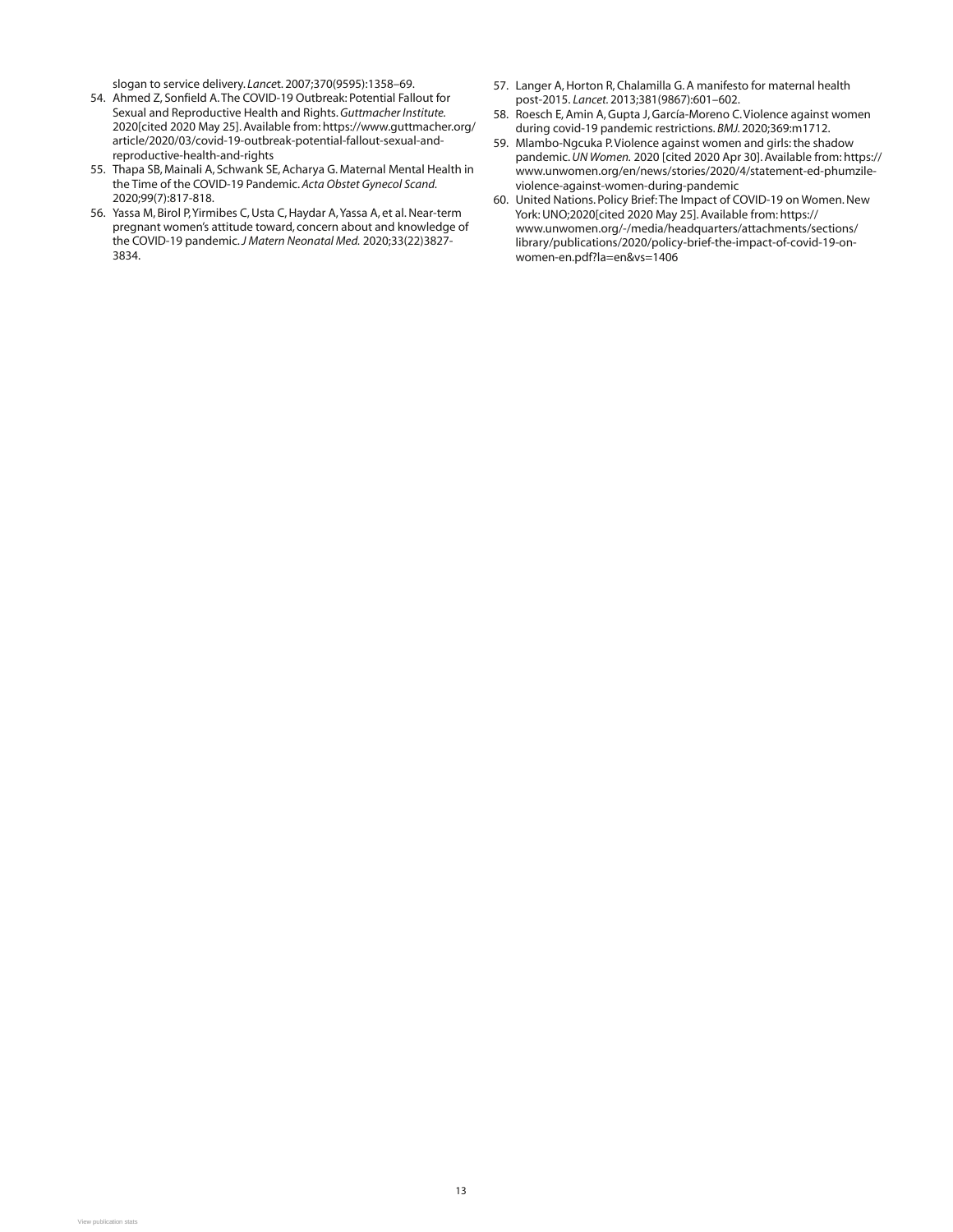slogan to service delivery. *Lancet*. 2007;370(9595):1358–69.

54. Ahmed Z, Sonfield A. The COVID-19 Outbreak: Potential Fallout for Sexual and Reproductive Health and Rights. *Guttmacher Institute.* 2020[cited 2020 May 25]. Available from: https://www.guttmacher.org/article/2020/03/covid-19-outbreak-potential-fallout-sexual-and-reproductive-health-and-rights
55. Thapa SB, Mainali A, Schwank SE, Acharya G. Maternal Mental Health in the Time of the COVID-19 Pandemic. *Acta Obstet Gynecol Scand.* 2020;99(7):817-818.
56. Yassa M, Birol P, Yirmibes C, Usta C, Haydar A, Yassa A, et al. Near-term pregnant women's attitude toward, concern about and knowledge of the COVID-19 pandemic. *J Matern Neonatal Med.* 2020;33(22)3827-3834.
57. Langer A, Horton R, Chalamilla G. A manifesto for maternal health post-2015. *Lancet*. 2013;381(9867):601–602.
58. Roesch E, Amin A, Gupta J, García-Moreno C. Violence against women during covid-19 pandemic restrictions. *BMJ*. 2020;369:m1712.
59. Mlambo-Ngcuka P. Violence against women and girls: the shadow pandemic. *UN Women.* 2020 [cited 2020 Apr 30]. Available from: https://www.unwomen.org/en/news/stories/2020/4/statement-ed-phumzile-violence-against-women-during-pandemic
60. United Nations. Policy Brief: The Impact of COVID-19 on Women. New York: UNO;2020[cited 2020 May 25]. Available from: https://www.unwomen.org/-/media/headquarters/attachments/sections/library/publications/2020/policy-brief-the-impact-of-covid-19-on-women-en.pdf?la=en&vs=1406